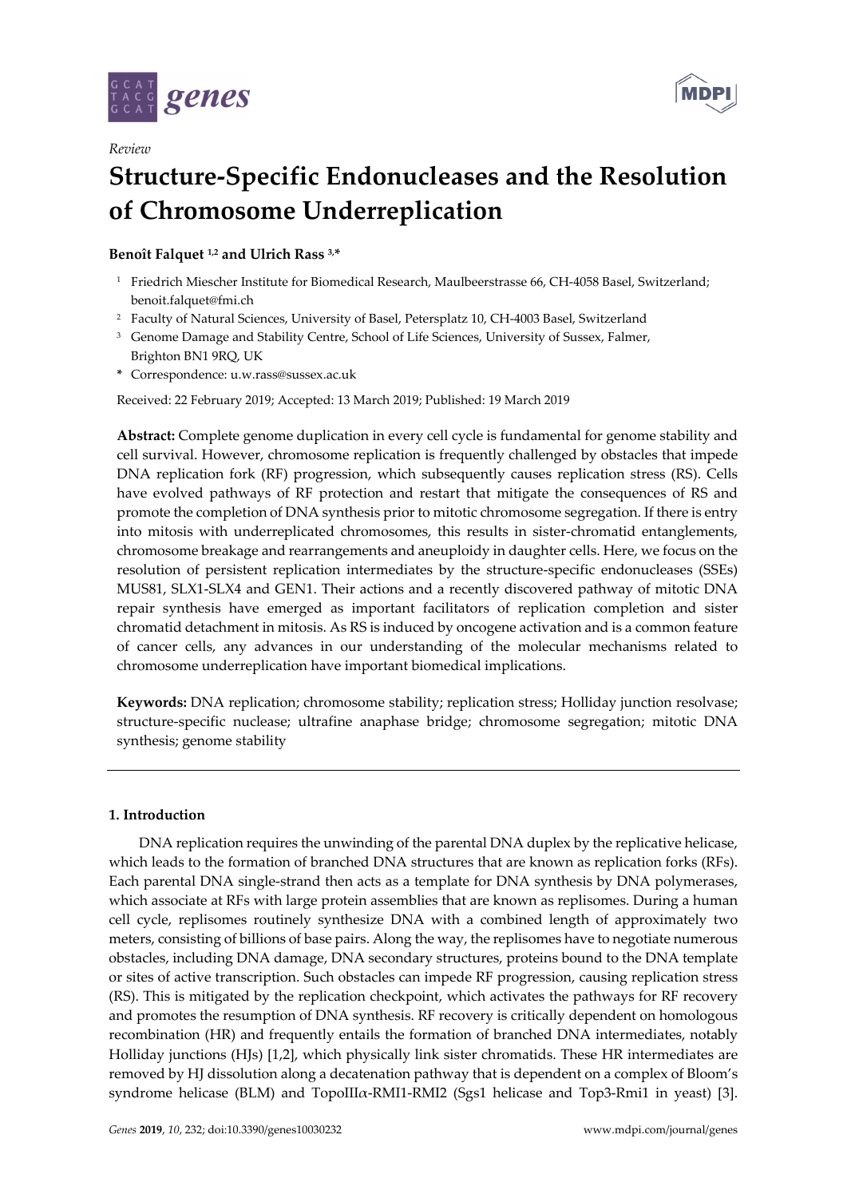*Review*

# Structure-Specific Endonucleases and the Resolution of Chromosome Underreplication

**Benoît Falquet [1,2] and Ulrich Rass [3,*]**

[1] Friedrich Miescher Institute for Biomedical Research, Maulbeerstrasse 66, CH-4058 Basel, Switzerland; benoit.falquet@fmi.ch

[2] Faculty of Natural Sciences, University of Basel, Petersplatz 10, CH-4003 Basel, Switzerland

[3] Genome Damage and Stability Centre, School of Life Sciences, University of Sussex, Falmer, Brighton BN1 9RQ, UK

\* Correspondence: u.w.rass@sussex.ac.uk

Received: 22 February 2019; Accepted: 13 March 2019; Published: 19 March 2019

**Abstract:** Complete genome duplication in every cell cycle is fundamental for genome stability and cell survival. However, chromosome replication is frequently challenged by obstacles that impede DNA replication fork (RF) progression, which subsequently causes replication stress (RS). Cells have evolved pathways of RF protection and restart that mitigate the consequences of RS and promote the completion of DNA synthesis prior to mitotic chromosome segregation. If there is entry into mitosis with underreplicated chromosomes, this results in sister-chromatid entanglements, chromosome breakage and rearrangements and aneuploidy in daughter cells. Here, we focus on the resolution of persistent replication intermediates by the structure-specific endonucleases (SSEs) MUS81, SLX1-SLX4 and GEN1. Their actions and a recently discovered pathway of mitotic DNA repair synthesis have emerged as important facilitators of replication completion and sister chromatid detachment in mitosis. As RS is induced by oncogene activation and is a common feature of cancer cells, any advances in our understanding of the molecular mechanisms related to chromosome underreplication have important biomedical implications.

**Keywords:** DNA replication; chromosome stability; replication stress; Holliday junction resolvase; structure-specific nuclease; ultrafine anaphase bridge; chromosome segregation; mitotic DNA synthesis; genome stability

## 1. Introduction

DNA replication requires the unwinding of the parental DNA duplex by the replicative helicase, which leads to the formation of branched DNA structures that are known as replication forks (RFs). Each parental DNA single-strand then acts as a template for DNA synthesis by DNA polymerases, which associate at RFs with large protein assemblies that are known as replisomes. During a human cell cycle, replisomes routinely synthesize DNA with a combined length of approximately two meters, consisting of billions of base pairs. Along the way, the replisomes have to negotiate numerous obstacles, including DNA damage, DNA secondary structures, proteins bound to the DNA template or sites of active transcription. Such obstacles can impede RF progression, causing replication stress (RS). This is mitigated by the replication checkpoint, which activates the pathways for RF recovery and promotes the resumption of DNA synthesis. RF recovery is critically dependent on homologous recombination (HR) and frequently entails the formation of branched DNA intermediates, notably Holliday junctions (HJs) [1,2], which physically link sister chromatids. These HR intermediates are removed by HJ dissolution along a decatenation pathway that is dependent on a complex of Bloom's syndrome helicase (BLM) and TopoIII$\alpha$-RMI1-RMI2 (Sgs1 helicase and Top3-Rmi1 in yeast) [3].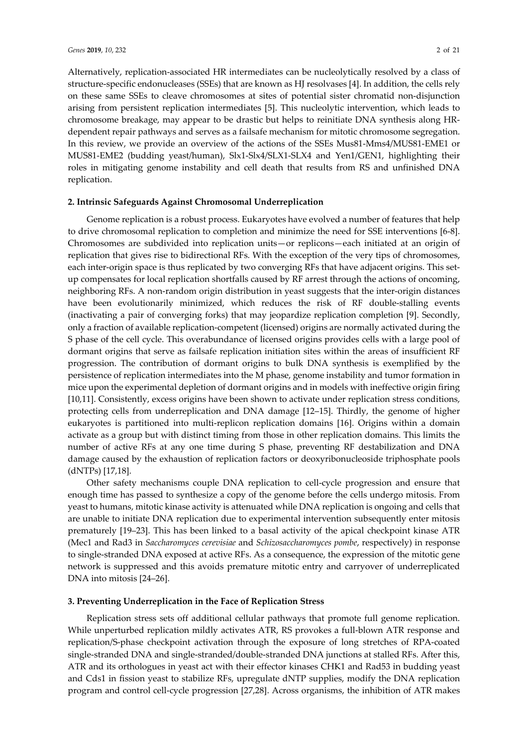Alternatively, replication-associated HR intermediates can be nucleolytically resolved by a class of structure-specific endonucleases (SSEs) that are known as HJ resolvases [4]. In addition, the cells rely on these same SSEs to cleave chromosomes at sites of potential sister chromatid non-disjunction arising from persistent replication intermediates [5]. This nucleolytic intervention, which leads to chromosome breakage, may appear to be drastic but helps to reinitiate DNA synthesis along HR-dependent repair pathways and serves as a failsafe mechanism for mitotic chromosome segregation. In this review, we provide an overview of the actions of the SSEs Mus81-Mms4/MUS81-EME1 or MUS81-EME2 (budding yeast/human), Slx1-Slx4/SLX1-SLX4 and Yen1/GEN1, highlighting their roles in mitigating genome instability and cell death that results from RS and unfinished DNA replication.

## 2. Intrinsic Safeguards Against Chromosomal Underreplication

Genome replication is a robust process. Eukaryotes have evolved a number of features that help to drive chromosomal replication to completion and minimize the need for SSE interventions [6-8]. Chromosomes are subdivided into replication units—or replicons—each initiated at an origin of replication that gives rise to bidirectional RFs. With the exception of the very tips of chromosomes, each inter-origin space is thus replicated by two converging RFs that have adjacent origins. This set-up compensates for local replication shortfalls caused by RF arrest through the actions of oncoming, neighboring RFs. A non-random origin distribution in yeast suggests that the inter-origin distances have been evolutionarily minimized, which reduces the risk of RF double-stalling events (inactivating a pair of converging forks) that may jeopardize replication completion [9]. Secondly, only a fraction of available replication-competent (licensed) origins are normally activated during the S phase of the cell cycle. This overabundance of licensed origins provides cells with a large pool of dormant origins that serve as failsafe replication initiation sites within the areas of insufficient RF progression. The contribution of dormant origins to bulk DNA synthesis is exemplified by the persistence of replication intermediates into the M phase, genome instability and tumor formation in mice upon the experimental depletion of dormant origins and in models with ineffective origin firing [10,11]. Consistently, excess origins have been shown to activate under replication stress conditions, protecting cells from underreplication and DNA damage [12–15]. Thirdly, the genome of higher eukaryotes is partitioned into multi-replicon replication domains [16]. Origins within a domain activate as a group but with distinct timing from those in other replication domains. This limits the number of active RFs at any one time during S phase, preventing RF destabilization and DNA damage caused by the exhaustion of replication factors or deoxyribonucleoside triphosphate pools (dNTPs) [17,18].

Other safety mechanisms couple DNA replication to cell-cycle progression and ensure that enough time has passed to synthesize a copy of the genome before the cells undergo mitosis. From yeast to humans, mitotic kinase activity is attenuated while DNA replication is ongoing and cells that are unable to initiate DNA replication due to experimental intervention subsequently enter mitosis prematurely [19–23]. This has been linked to a basal activity of the apical checkpoint kinase ATR (Mec1 and Rad3 in *Saccharomyces cerevisiae* and *Schizosaccharomyces pombe*, respectively) in response to single-stranded DNA exposed at active RFs. As a consequence, the expression of the mitotic gene network is suppressed and this avoids premature mitotic entry and carryover of underreplicated DNA into mitosis [24–26].

## 3. Preventing Underreplication in the Face of Replication Stress

Replication stress sets off additional cellular pathways that promote full genome replication. While unperturbed replication mildly activates ATR, RS provokes a full-blown ATR response and replication/S-phase checkpoint activation through the exposure of long stretches of RPA-coated single-stranded DNA and single-stranded/double-stranded DNA junctions at stalled RFs. After this, ATR and its orthologues in yeast act with their effector kinases CHK1 and Rad53 in budding yeast and Cds1 in fission yeast to stabilize RFs, upregulate dNTP supplies, modify the DNA replication program and control cell-cycle progression [27,28]. Across organisms, the inhibition of ATR makes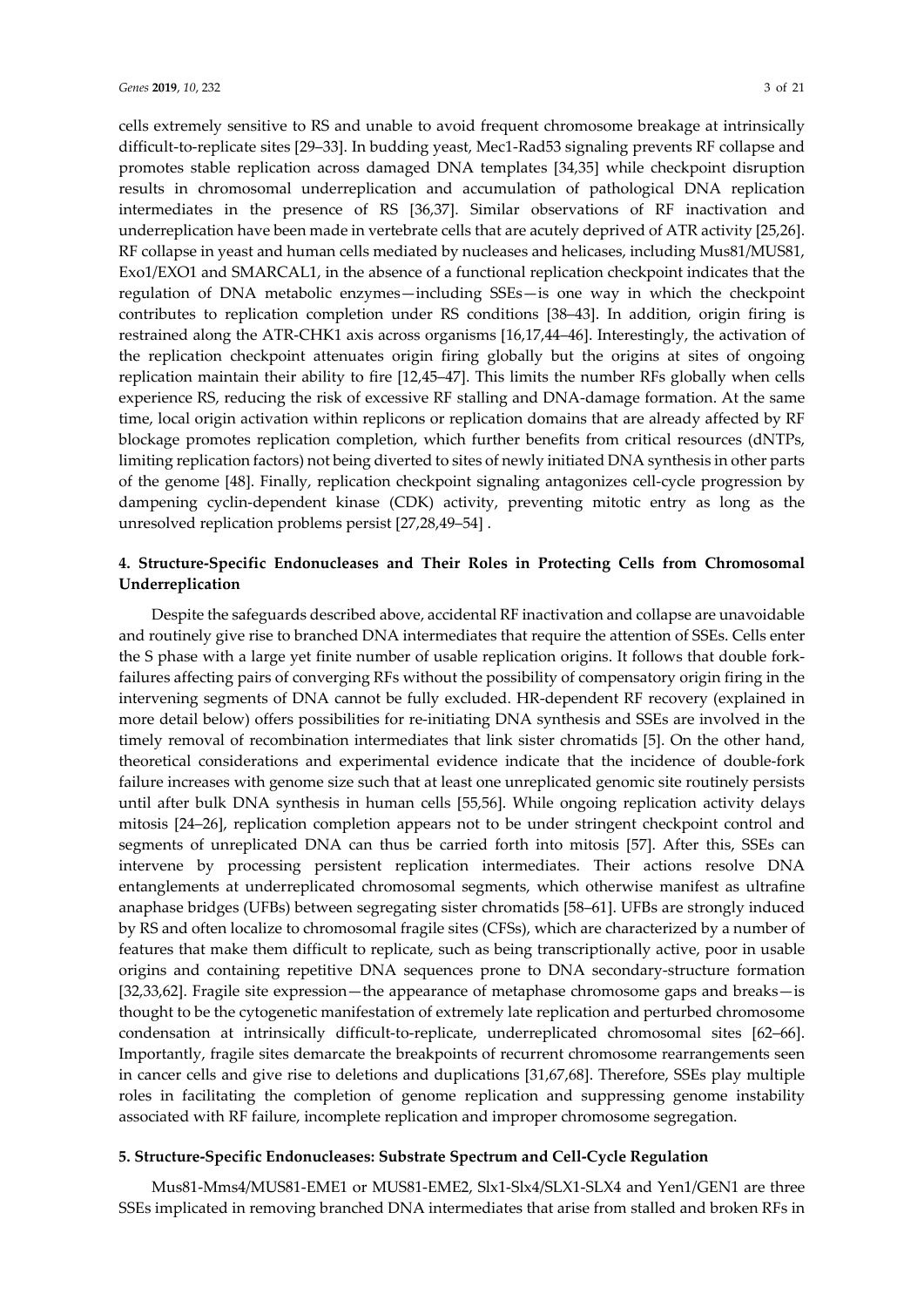cells extremely sensitive to RS and unable to avoid frequent chromosome breakage at intrinsically difficult-to-replicate sites [29–33]. In budding yeast, Mec1-Rad53 signaling prevents RF collapse and promotes stable replication across damaged DNA templates [34,35] while checkpoint disruption results in chromosomal underreplication and accumulation of pathological DNA replication intermediates in the presence of RS [36,37]. Similar observations of RF inactivation and underreplication have been made in vertebrate cells that are acutely deprived of ATR activity [25,26]. RF collapse in yeast and human cells mediated by nucleases and helicases, including Mus81/MUS81, Exo1/EXO1 and SMARCAL1, in the absence of a functional replication checkpoint indicates that the regulation of DNA metabolic enzymes—including SSEs—is one way in which the checkpoint contributes to replication completion under RS conditions [38–43]. In addition, origin firing is restrained along the ATR-CHK1 axis across organisms [16,17,44–46]. Interestingly, the activation of the replication checkpoint attenuates origin firing globally but the origins at sites of ongoing replication maintain their ability to fire [12,45–47]. This limits the number RFs globally when cells experience RS, reducing the risk of excessive RF stalling and DNA-damage formation. At the same time, local origin activation within replicons or replication domains that are already affected by RF blockage promotes replication completion, which further benefits from critical resources (dNTPs, limiting replication factors) not being diverted to sites of newly initiated DNA synthesis in other parts of the genome [48]. Finally, replication checkpoint signaling antagonizes cell-cycle progression by dampening cyclin-dependent kinase (CDK) activity, preventing mitotic entry as long as the unresolved replication problems persist [27,28,49–54] .

## 4. Structure-Specific Endonucleases and Their Roles in Protecting Cells from Chromosomal Underreplication

Despite the safeguards described above, accidental RF inactivation and collapse are unavoidable and routinely give rise to branched DNA intermediates that require the attention of SSEs. Cells enter the S phase with a large yet finite number of usable replication origins. It follows that double fork-failures affecting pairs of converging RFs without the possibility of compensatory origin firing in the intervening segments of DNA cannot be fully excluded. HR-dependent RF recovery (explained in more detail below) offers possibilities for re-initiating DNA synthesis and SSEs are involved in the timely removal of recombination intermediates that link sister chromatids [5]. On the other hand, theoretical considerations and experimental evidence indicate that the incidence of double-fork failure increases with genome size such that at least one unreplicated genomic site routinely persists until after bulk DNA synthesis in human cells [55,56]. While ongoing replication activity delays mitosis [24–26], replication completion appears not to be under stringent checkpoint control and segments of unreplicated DNA can thus be carried forth into mitosis [57]. After this, SSEs can intervene by processing persistent replication intermediates. Their actions resolve DNA entanglements at underreplicated chromosomal segments, which otherwise manifest as ultrafine anaphase bridges (UFBs) between segregating sister chromatids [58–61]. UFBs are strongly induced by RS and often localize to chromosomal fragile sites (CFSs), which are characterized by a number of features that make them difficult to replicate, such as being transcriptionally active, poor in usable origins and containing repetitive DNA sequences prone to DNA secondary-structure formation [32,33,62]. Fragile site expression—the appearance of metaphase chromosome gaps and breaks—is thought to be the cytogenetic manifestation of extremely late replication and perturbed chromosome condensation at intrinsically difficult-to-replicate, underreplicated chromosomal sites [62–66]. Importantly, fragile sites demarcate the breakpoints of recurrent chromosome rearrangements seen in cancer cells and give rise to deletions and duplications [31,67,68]. Therefore, SSEs play multiple roles in facilitating the completion of genome replication and suppressing genome instability associated with RF failure, incomplete replication and improper chromosome segregation.

## 5. Structure-Specific Endonucleases: Substrate Spectrum and Cell-Cycle Regulation

Mus81-Mms4/MUS81-EME1 or MUS81-EME2, Slx1-Slx4/SLX1-SLX4 and Yen1/GEN1 are three SSEs implicated in removing branched DNA intermediates that arise from stalled and broken RFs in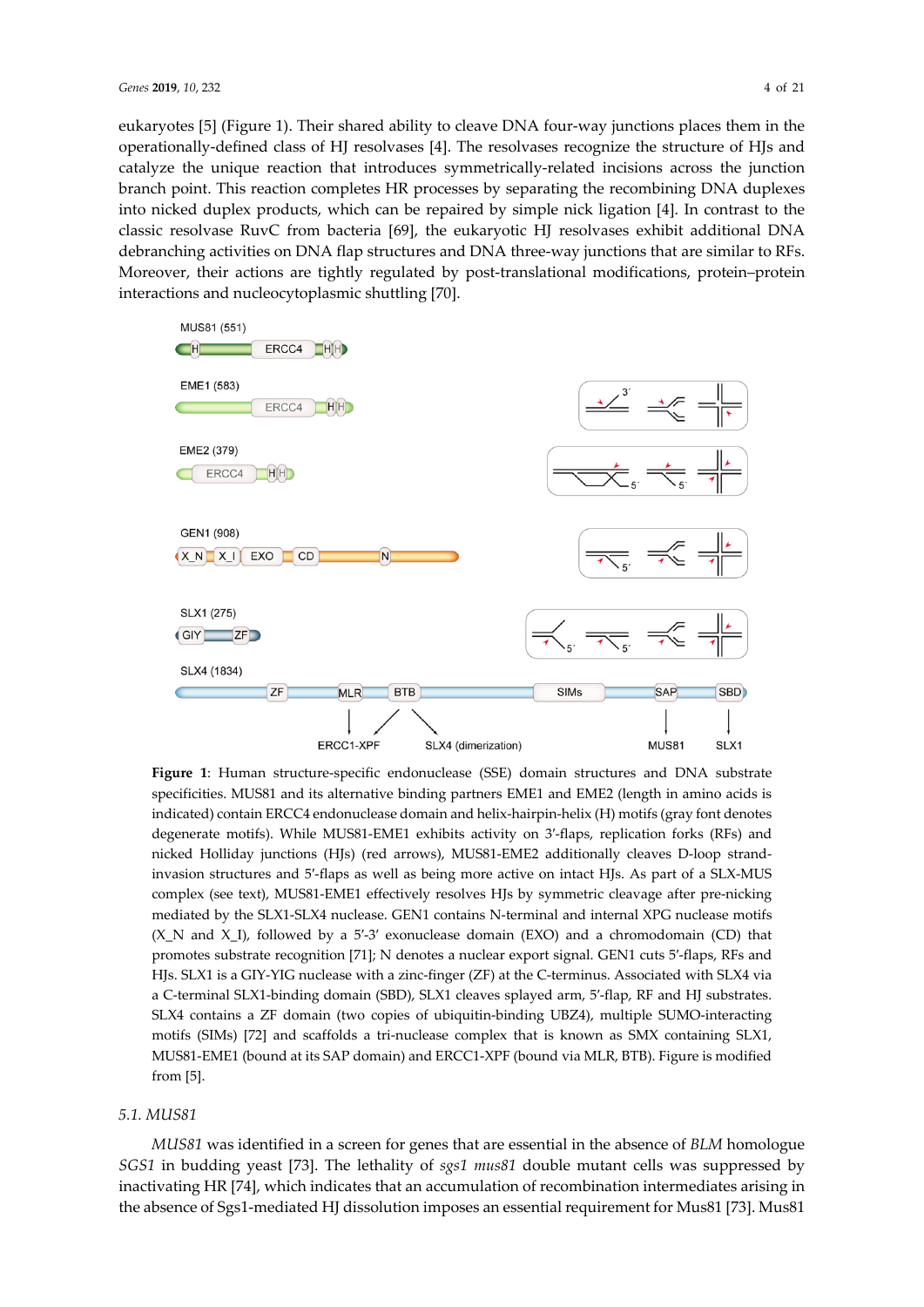eukaryotes [5] (Figure 1). Their shared ability to cleave DNA four-way junctions places them in the operationally-defined class of HJ resolvases [4]. The resolvases recognize the structure of HJs and catalyze the unique reaction that introduces symmetrically-related incisions across the junction branch point. This reaction completes HR processes by separating the recombining DNA duplexes into nicked duplex products, which can be repaired by simple nick ligation [4]. In contrast to the classic resolvase RuvC from bacteria [69], the eukaryotic HJ resolvases exhibit additional DNA debranching activities on DNA flap structures and DNA three-way junctions that are similar to RFs. Moreover, their actions are tightly regulated by post-translational modifications, protein–protein interactions and nucleocytoplasmic shuttling [70].

MUS81 (551)
H ERCC4 H H

EME1 (583)
ERCC4 H H

EME2 (379)
ERCC4 H H

GEN1 (908)
X_N X_I EXO CD N

SLX1 (275)
GIY ZF

SLX4 (1834)
ZF MLR BTB SIMs SAP SBD

ERCC1-XPF SLX4 (dimerization) MUS81 SLX1

3′ 5′ 5′ 5′ 5′ 5′

**Figure 1**: Human structure-specific endonuclease (SSE) domain structures and DNA substrate specificities. MUS81 and its alternative binding partners EME1 and EME2 (length in amino acids is indicated) contain ERCC4 endonuclease domain and helix-hairpin-helix (H) motifs (gray font denotes degenerate motifs). While MUS81-EME1 exhibits activity on 3′-flaps, replication forks (RFs) and nicked Holliday junctions (HJs) (red arrows), MUS81-EME2 additionally cleaves D-loop strand-invasion structures and 5′-flaps as well as being more active on intact HJs. As part of a SLX-MUS complex (see text), MUS81-EME1 effectively resolves HJs by symmetric cleavage after pre-nicking mediated by the SLX1-SLX4 nuclease. GEN1 contains N-terminal and internal XPG nuclease motifs (X_N and X_I), followed by a 5′-3′ exonuclease domain (EXO) and a chromodomain (CD) that promotes substrate recognition [71]; N denotes a nuclear export signal. GEN1 cuts 5′-flaps, RFs and HJs. SLX1 is a GIY-YIG nuclease with a zinc-finger (ZF) at the C-terminus. Associated with SLX4 via a C-terminal SLX1-binding domain (SBD), SLX1 cleaves splayed arm, 5′-flap, RF and HJ substrates. SLX4 contains a ZF domain (two copies of ubiquitin-binding UBZ4), multiple SUMO-interacting motifs (SIMs) [72] and scaffolds a tri-nuclease complex that is known as SMX containing SLX1, MUS81-EME1 (bound at its SAP domain) and ERCC1-XPF (bound via MLR, BTB). Figure is modified from [5].

### 5.1. MUS81

*MUS81* was identified in a screen for genes that are essential in the absence of *BLM* homologue *SGS1* in budding yeast [73]. The lethality of *sgs1 mus81* double mutant cells was suppressed by inactivating HR [74], which indicates that an accumulation of recombination intermediates arising in the absence of Sgs1-mediated HJ dissolution imposes an essential requirement for Mus81 [73]. Mus81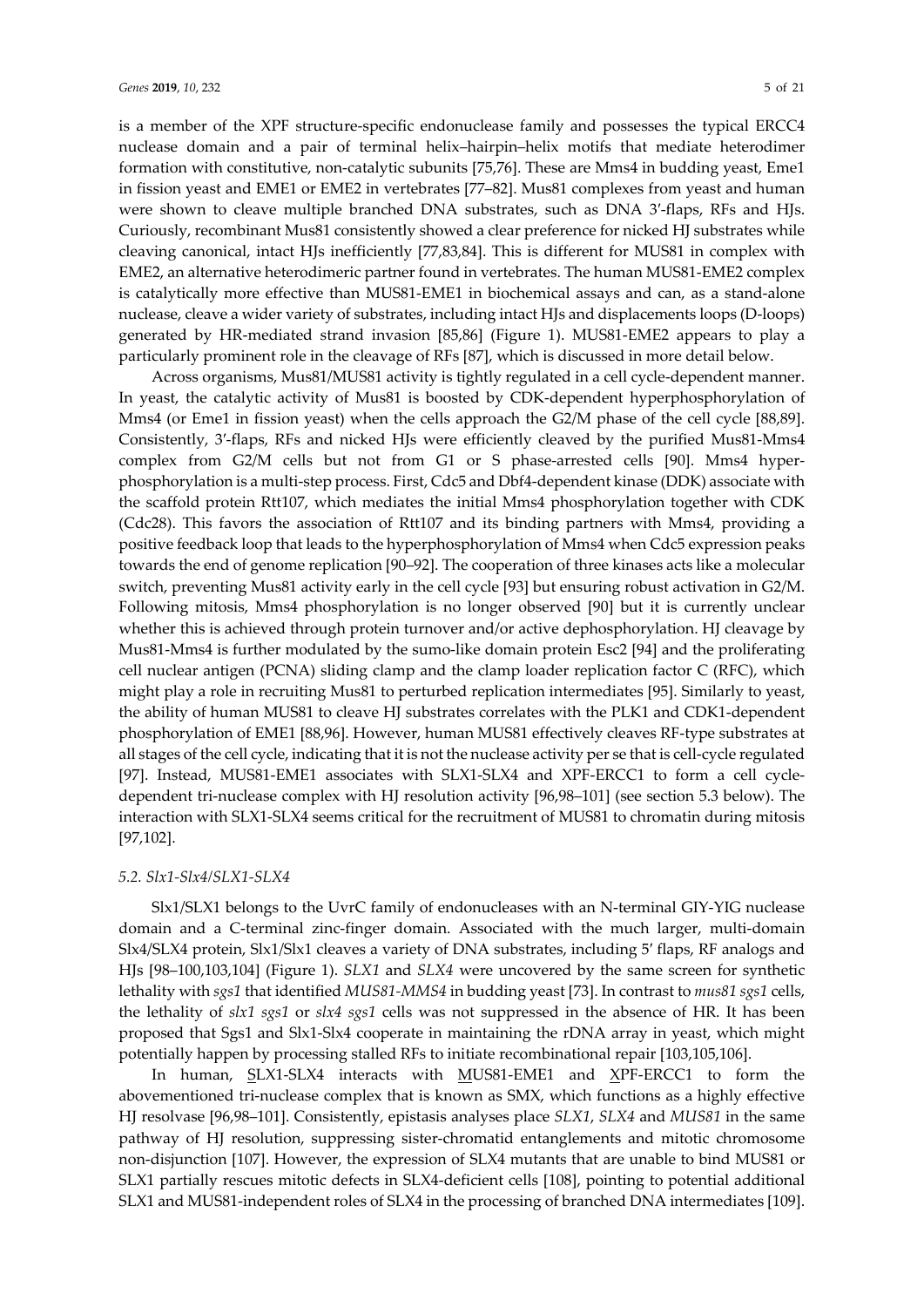is a member of the XPF structure-specific endonuclease family and possesses the typical ERCC4 nuclease domain and a pair of terminal helix–hairpin–helix motifs that mediate heterodimer formation with constitutive, non-catalytic subunits [75,76]. These are Mms4 in budding yeast, Eme1 in fission yeast and EME1 or EME2 in vertebrates [77–82]. Mus81 complexes from yeast and human were shown to cleave multiple branched DNA substrates, such as DNA 3′-flaps, RFs and HJs. Curiously, recombinant Mus81 consistently showed a clear preference for nicked HJ substrates while cleaving canonical, intact HJs inefficiently [77,83,84]. This is different for MUS81 in complex with EME2, an alternative heterodimeric partner found in vertebrates. The human MUS81-EME2 complex is catalytically more effective than MUS81-EME1 in biochemical assays and can, as a stand-alone nuclease, cleave a wider variety of substrates, including intact HJs and displacements loops (D-loops) generated by HR-mediated strand invasion [85,86] (Figure 1). MUS81-EME2 appears to play a particularly prominent role in the cleavage of RFs [87], which is discussed in more detail below.

Across organisms, Mus81/MUS81 activity is tightly regulated in a cell cycle-dependent manner. In yeast, the catalytic activity of Mus81 is boosted by CDK-dependent hyperphosphorylation of Mms4 (or Eme1 in fission yeast) when the cells approach the G2/M phase of the cell cycle [88,89]. Consistently, 3′-flaps, RFs and nicked HJs were efficiently cleaved by the purified Mus81-Mms4 complex from G2/M cells but not from G1 or S phase-arrested cells [90]. Mms4 hyper-phosphorylation is a multi-step process. First, Cdc5 and Dbf4-dependent kinase (DDK) associate with the scaffold protein Rtt107, which mediates the initial Mms4 phosphorylation together with CDK (Cdc28). This favors the association of Rtt107 and its binding partners with Mms4, providing a positive feedback loop that leads to the hyperphosphorylation of Mms4 when Cdc5 expression peaks towards the end of genome replication [90–92]. The cooperation of three kinases acts like a molecular switch, preventing Mus81 activity early in the cell cycle [93] but ensuring robust activation in G2/M. Following mitosis, Mms4 phosphorylation is no longer observed [90] but it is currently unclear whether this is achieved through protein turnover and/or active dephosphorylation. HJ cleavage by Mus81-Mms4 is further modulated by the sumo-like domain protein Esc2 [94] and the proliferating cell nuclear antigen (PCNA) sliding clamp and the clamp loader replication factor C (RFC), which might play a role in recruiting Mus81 to perturbed replication intermediates [95]. Similarly to yeast, the ability of human MUS81 to cleave HJ substrates correlates with the PLK1 and CDK1-dependent phosphorylation of EME1 [88,96]. However, human MUS81 effectively cleaves RF-type substrates at all stages of the cell cycle, indicating that it is not the nuclease activity per se that is cell-cycle regulated [97]. Instead, MUS81-EME1 associates with SLX1-SLX4 and XPF-ERCC1 to form a cell cycle-dependent tri-nuclease complex with HJ resolution activity [96,98–101] (see section 5.3 below). The interaction with SLX1-SLX4 seems critical for the recruitment of MUS81 to chromatin during mitosis [97,102].

### *5.2. Slx1-Slx4/SLX1-SLX4*

Slx1/SLX1 belongs to the UvrC family of endonucleases with an N-terminal GIY-YIG nuclease domain and a C-terminal zinc-finger domain. Associated with the much larger, multi-domain Slx4/SLX4 protein, Slx1/Slx1 cleaves a variety of DNA substrates, including 5′ flaps, RF analogs and HJs [98–100,103,104] (Figure 1). *SLX1* and *SLX4* were uncovered by the same screen for synthetic lethality with *sgs1* that identified *MUS81-MMS4* in budding yeast [73]. In contrast to *mus81 sgs1* cells, the lethality of *slx1 sgs1* or *slx4 sgs1* cells was not suppressed in the absence of HR. It has been proposed that Sgs1 and Slx1-Slx4 cooperate in maintaining the rDNA array in yeast, which might potentially happen by processing stalled RFs to initiate recombinational repair [103,105,106].

In human, SLX1-SLX4 interacts with MUS81-EME1 and XPF-ERCC1 to form the abovementioned tri-nuclease complex that is known as SMX, which functions as a highly effective HJ resolvase [96,98–101]. Consistently, epistasis analyses place *SLX1*, *SLX4* and *MUS81* in the same pathway of HJ resolution, suppressing sister-chromatid entanglements and mitotic chromosome non-disjunction [107]. However, the expression of SLX4 mutants that are unable to bind MUS81 or SLX1 partially rescues mitotic defects in SLX4-deficient cells [108], pointing to potential additional SLX1 and MUS81-independent roles of SLX4 in the processing of branched DNA intermediates [109].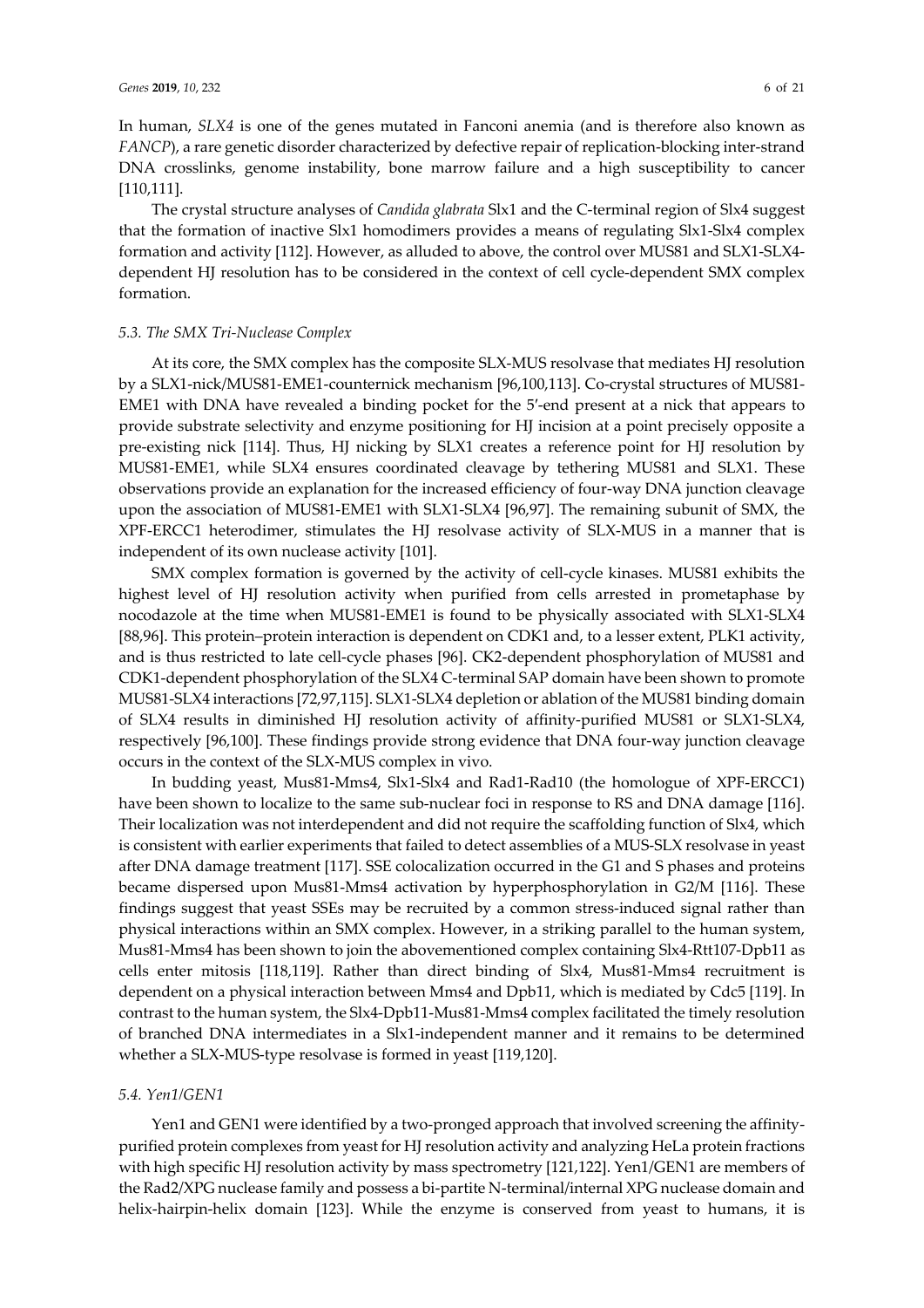In human, *SLX4* is one of the genes mutated in Fanconi anemia (and is therefore also known as *FANCP*), a rare genetic disorder characterized by defective repair of replication-blocking inter-strand DNA crosslinks, genome instability, bone marrow failure and a high susceptibility to cancer [110,111].

The crystal structure analyses of *Candida glabrata* Slx1 and the C-terminal region of Slx4 suggest that the formation of inactive Slx1 homodimers provides a means of regulating Slx1-Slx4 complex formation and activity [112]. However, as alluded to above, the control over MUS81 and SLX1-SLX4-dependent HJ resolution has to be considered in the context of cell cycle-dependent SMX complex formation.

### *5.3. The SMX Tri-Nuclease Complex*

At its core, the SMX complex has the composite SLX-MUS resolvase that mediates HJ resolution by a SLX1-nick/MUS81-EME1-counternick mechanism [96,100,113]. Co-crystal structures of MUS81-EME1 with DNA have revealed a binding pocket for the 5′-end present at a nick that appears to provide substrate selectivity and enzyme positioning for HJ incision at a point precisely opposite a pre-existing nick [114]. Thus, HJ nicking by SLX1 creates a reference point for HJ resolution by MUS81-EME1, while SLX4 ensures coordinated cleavage by tethering MUS81 and SLX1. These observations provide an explanation for the increased efficiency of four-way DNA junction cleavage upon the association of MUS81-EME1 with SLX1-SLX4 [96,97]. The remaining subunit of SMX, the XPF-ERCC1 heterodimer, stimulates the HJ resolvase activity of SLX-MUS in a manner that is independent of its own nuclease activity [101].

SMX complex formation is governed by the activity of cell-cycle kinases. MUS81 exhibits the highest level of HJ resolution activity when purified from cells arrested in prometaphase by nocodazole at the time when MUS81-EME1 is found to be physically associated with SLX1-SLX4 [88,96]. This protein–protein interaction is dependent on CDK1 and, to a lesser extent, PLK1 activity, and is thus restricted to late cell-cycle phases [96]. CK2-dependent phosphorylation of MUS81 and CDK1-dependent phosphorylation of the SLX4 C-terminal SAP domain have been shown to promote MUS81-SLX4 interactions [72,97,115]. SLX1-SLX4 depletion or ablation of the MUS81 binding domain of SLX4 results in diminished HJ resolution activity of affinity-purified MUS81 or SLX1-SLX4, respectively [96,100]. These findings provide strong evidence that DNA four-way junction cleavage occurs in the context of the SLX-MUS complex in vivo.

In budding yeast, Mus81-Mms4, Slx1-Slx4 and Rad1-Rad10 (the homologue of XPF-ERCC1) have been shown to localize to the same sub-nuclear foci in response to RS and DNA damage [116]. Their localization was not interdependent and did not require the scaffolding function of Slx4, which is consistent with earlier experiments that failed to detect assemblies of a MUS-SLX resolvase in yeast after DNA damage treatment [117]. SSE colocalization occurred in the G1 and S phases and proteins became dispersed upon Mus81-Mms4 activation by hyperphosphorylation in G2/M [116]. These findings suggest that yeast SSEs may be recruited by a common stress-induced signal rather than physical interactions within an SMX complex. However, in a striking parallel to the human system, Mus81-Mms4 has been shown to join the abovementioned complex containing Slx4-Rtt107-Dpb11 as cells enter mitosis [118,119]. Rather than direct binding of Slx4, Mus81-Mms4 recruitment is dependent on a physical interaction between Mms4 and Dpb11, which is mediated by Cdc5 [119]. In contrast to the human system, the Slx4-Dpb11-Mus81-Mms4 complex facilitated the timely resolution of branched DNA intermediates in a Slx1-independent manner and it remains to be determined whether a SLX-MUS-type resolvase is formed in yeast [119,120].

### *5.4. Yen1/GEN1*

Yen1 and GEN1 were identified by a two-pronged approach that involved screening the affinity-purified protein complexes from yeast for HJ resolution activity and analyzing HeLa protein fractions with high specific HJ resolution activity by mass spectrometry [121,122]. Yen1/GEN1 are members of the Rad2/XPG nuclease family and possess a bi-partite N-terminal/internal XPG nuclease domain and helix-hairpin-helix domain [123]. While the enzyme is conserved from yeast to humans, it is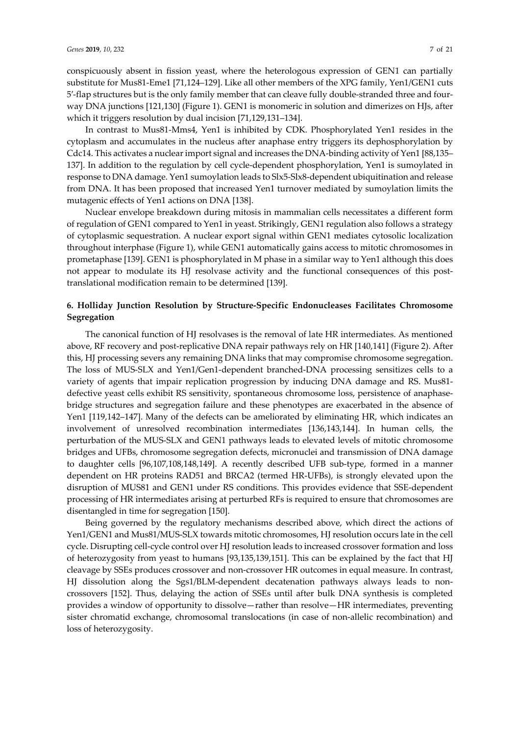conspicuously absent in fission yeast, where the heterologous expression of GEN1 can partially substitute for Mus81-Eme1 [71,124–129]. Like all other members of the XPG family, Yen1/GEN1 cuts 5′-flap structures but is the only family member that can cleave fully double-stranded three and four-way DNA junctions [121,130] (Figure 1). GEN1 is monomeric in solution and dimerizes on HJs, after which it triggers resolution by dual incision [71,129,131–134].

In contrast to Mus81-Mms4, Yen1 is inhibited by CDK. Phosphorylated Yen1 resides in the cytoplasm and accumulates in the nucleus after anaphase entry triggers its dephosphorylation by Cdc14. This activates a nuclear import signal and increases the DNA-binding activity of Yen1 [88,135–137]. In addition to the regulation by cell cycle-dependent phosphorylation, Yen1 is sumoylated in response to DNA damage. Yen1 sumoylation leads to Slx5-Slx8-dependent ubiquitination and release from DNA. It has been proposed that increased Yen1 turnover mediated by sumoylation limits the mutagenic effects of Yen1 actions on DNA [138].

Nuclear envelope breakdown during mitosis in mammalian cells necessitates a different form of regulation of GEN1 compared to Yen1 in yeast. Strikingly, GEN1 regulation also follows a strategy of cytoplasmic sequestration. A nuclear export signal within GEN1 mediates cytosolic localization throughout interphase (Figure 1), while GEN1 automatically gains access to mitotic chromosomes in prometaphase [139]. GEN1 is phosphorylated in M phase in a similar way to Yen1 although this does not appear to modulate its HJ resolvase activity and the functional consequences of this post-translational modification remain to be determined [139].

## 6. Holliday Junction Resolution by Structure-Specific Endonucleases Facilitates Chromosome Segregation

The canonical function of HJ resolvases is the removal of late HR intermediates. As mentioned above, RF recovery and post-replicative DNA repair pathways rely on HR [140,141] (Figure 2). After this, HJ processing severs any remaining DNA links that may compromise chromosome segregation. The loss of MUS-SLX and Yen1/Gen1-dependent branched-DNA processing sensitizes cells to a variety of agents that impair replication progression by inducing DNA damage and RS. Mus81-defective yeast cells exhibit RS sensitivity, spontaneous chromosome loss, persistence of anaphase-bridge structures and segregation failure and these phenotypes are exacerbated in the absence of Yen1 [119,142–147]. Many of the defects can be ameliorated by eliminating HR, which indicates an involvement of unresolved recombination intermediates [136,143,144]. In human cells, the perturbation of the MUS-SLX and GEN1 pathways leads to elevated levels of mitotic chromosome bridges and UFBs, chromosome segregation defects, micronuclei and transmission of DNA damage to daughter cells [96,107,108,148,149]. A recently described UFB sub-type, formed in a manner dependent on HR proteins RAD51 and BRCA2 (termed HR-UFBs), is strongly elevated upon the disruption of MUS81 and GEN1 under RS conditions. This provides evidence that SSE-dependent processing of HR intermediates arising at perturbed RFs is required to ensure that chromosomes are disentangled in time for segregation [150].

Being governed by the regulatory mechanisms described above, which direct the actions of Yen1/GEN1 and Mus81/MUS-SLX towards mitotic chromosomes, HJ resolution occurs late in the cell cycle. Disrupting cell-cycle control over HJ resolution leads to increased crossover formation and loss of heterozygosity from yeast to humans [93,135,139,151]. This can be explained by the fact that HJ cleavage by SSEs produces crossover and non-crossover HR outcomes in equal measure. In contrast, HJ dissolution along the Sgs1/BLM-dependent decatenation pathways always leads to non-crossovers [152]. Thus, delaying the action of SSEs until after bulk DNA synthesis is completed provides a window of opportunity to dissolve—rather than resolve—HR intermediates, preventing sister chromatid exchange, chromosomal translocations (in case of non-allelic recombination) and loss of heterozygosity.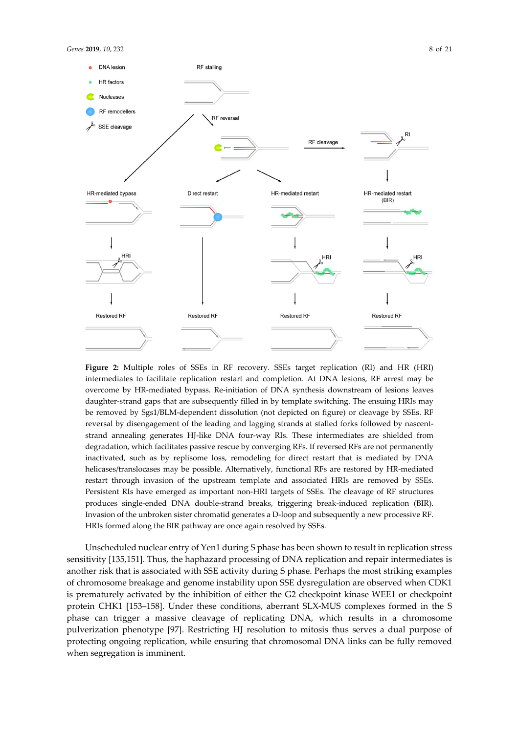**Figure 2:** Multiple roles of SSEs in RF recovery. SSEs target replication (RI) and HR (HRI) intermediates to facilitate replication restart and completion. At DNA lesions, RF arrest may be overcome by HR-mediated bypass. Re-initiation of DNA synthesis downstream of lesions leaves daughter-strand gaps that are subsequently filled in by template switching. The ensuing HRIs may be removed by Sgs1/BLM-dependent dissolution (not depicted on figure) or cleavage by SSEs. RF reversal by disengagement of the leading and lagging strands at stalled forks followed by nascent-strand annealing generates HJ-like DNA four-way RIs. These intermediates are shielded from degradation, which facilitates passive rescue by converging RFs. If reversed RFs are not permanently inactivated, such as by replisome loss, remodeling for direct restart that is mediated by DNA helicases/translocases may be possible. Alternatively, functional RFs are restored by HR-mediated restart through invasion of the upstream template and associated HRIs are removed by SSEs. Persistent RIs have emerged as important non-HRI targets of SSEs. The cleavage of RF structures produces single-ended DNA double-strand breaks, triggering break-induced replication (BIR). Invasion of the unbroken sister chromatid generates a D-loop and subsequently a new processive RF. HRIs formed along the BIR pathway are once again resolved by SSEs.

Unscheduled nuclear entry of Yen1 during S phase has been shown to result in replication stress sensitivity [135,151]. Thus, the haphazard processing of DNA replication and repair intermediates is another risk that is associated with SSE activity during S phase. Perhaps the most striking examples of chromosome breakage and genome instability upon SSE dysregulation are observed when CDK1 is prematurely activated by the inhibition of either the G2 checkpoint kinase WEE1 or checkpoint protein CHK1 [153–158]. Under these conditions, aberrant SLX-MUS complexes formed in the S phase can trigger a massive cleavage of replicating DNA, which results in a chromosome pulverization phenotype [97]. Restricting HJ resolution to mitosis thus serves a dual purpose of protecting ongoing replication, while ensuring that chromosomal DNA links can be fully removed when segregation is imminent.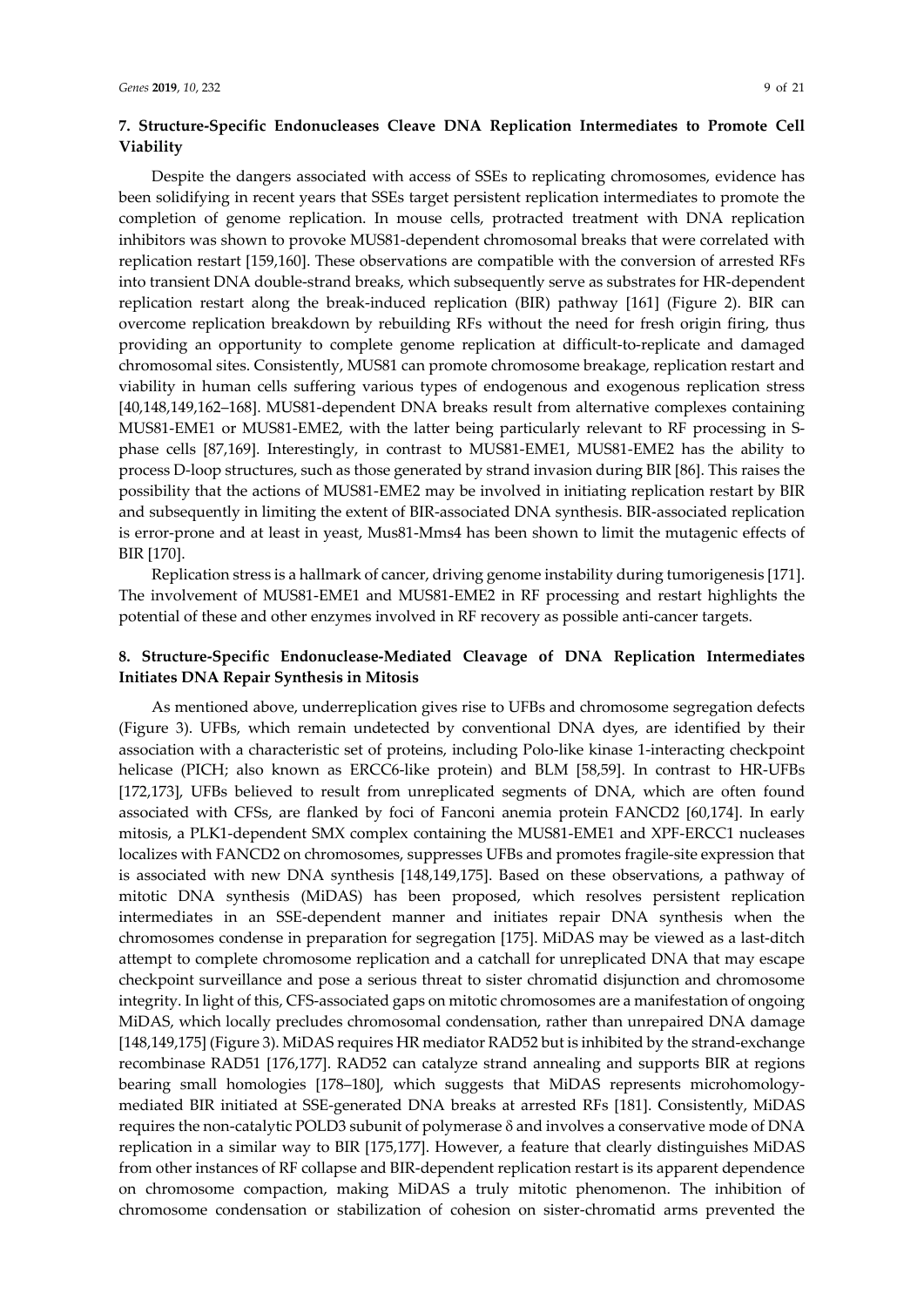## 7. Structure-Specific Endonucleases Cleave DNA Replication Intermediates to Promote Cell Viability

Despite the dangers associated with access of SSEs to replicating chromosomes, evidence has been solidifying in recent years that SSEs target persistent replication intermediates to promote the completion of genome replication. In mouse cells, protracted treatment with DNA replication inhibitors was shown to provoke MUS81-dependent chromosomal breaks that were correlated with replication restart [159,160]. These observations are compatible with the conversion of arrested RFs into transient DNA double-strand breaks, which subsequently serve as substrates for HR-dependent replication restart along the break-induced replication (BIR) pathway [161] (Figure 2). BIR can overcome replication breakdown by rebuilding RFs without the need for fresh origin firing, thus providing an opportunity to complete genome replication at difficult-to-replicate and damaged chromosomal sites. Consistently, MUS81 can promote chromosome breakage, replication restart and viability in human cells suffering various types of endogenous and exogenous replication stress [40,148,149,162–168]. MUS81-dependent DNA breaks result from alternative complexes containing MUS81-EME1 or MUS81-EME2, with the latter being particularly relevant to RF processing in S-phase cells [87,169]. Interestingly, in contrast to MUS81-EME1, MUS81-EME2 has the ability to process D-loop structures, such as those generated by strand invasion during BIR [86]. This raises the possibility that the actions of MUS81-EME2 may be involved in initiating replication restart by BIR and subsequently in limiting the extent of BIR-associated DNA synthesis. BIR-associated replication is error-prone and at least in yeast, Mus81-Mms4 has been shown to limit the mutagenic effects of BIR [170].

Replication stress is a hallmark of cancer, driving genome instability during tumorigenesis [171]. The involvement of MUS81-EME1 and MUS81-EME2 in RF processing and restart highlights the potential of these and other enzymes involved in RF recovery as possible anti-cancer targets.

## 8. Structure-Specific Endonuclease-Mediated Cleavage of DNA Replication Intermediates Initiates DNA Repair Synthesis in Mitosis

As mentioned above, underreplication gives rise to UFBs and chromosome segregation defects (Figure 3). UFBs, which remain undetected by conventional DNA dyes, are identified by their association with a characteristic set of proteins, including Polo-like kinase 1-interacting checkpoint helicase (PICH; also known as ERCC6-like protein) and BLM [58,59]. In contrast to HR-UFBs [172,173], UFBs believed to result from unreplicated segments of DNA, which are often found associated with CFSs, are flanked by foci of Fanconi anemia protein FANCD2 [60,174]. In early mitosis, a PLK1-dependent SMX complex containing the MUS81-EME1 and XPF-ERCC1 nucleases localizes with FANCD2 on chromosomes, suppresses UFBs and promotes fragile-site expression that is associated with new DNA synthesis [148,149,175]. Based on these observations, a pathway of mitotic DNA synthesis (MiDAS) has been proposed, which resolves persistent replication intermediates in an SSE-dependent manner and initiates repair DNA synthesis when the chromosomes condense in preparation for segregation [175]. MiDAS may be viewed as a last-ditch attempt to complete chromosome replication and a catchall for unreplicated DNA that may escape checkpoint surveillance and pose a serious threat to sister chromatid disjunction and chromosome integrity. In light of this, CFS-associated gaps on mitotic chromosomes are a manifestation of ongoing MiDAS, which locally precludes chromosomal condensation, rather than unrepaired DNA damage [148,149,175] (Figure 3). MiDAS requires HR mediator RAD52 but is inhibited by the strand-exchange recombinase RAD51 [176,177]. RAD52 can catalyze strand annealing and supports BIR at regions bearing small homologies [178–180], which suggests that MiDAS represents microhomology-mediated BIR initiated at SSE-generated DNA breaks at arrested RFs [181]. Consistently, MiDAS requires the non-catalytic POLD3 subunit of polymerase δ and involves a conservative mode of DNA replication in a similar way to BIR [175,177]. However, a feature that clearly distinguishes MiDAS from other instances of RF collapse and BIR-dependent replication restart is its apparent dependence on chromosome compaction, making MiDAS a truly mitotic phenomenon. The inhibition of chromosome condensation or stabilization of cohesion on sister-chromatid arms prevented the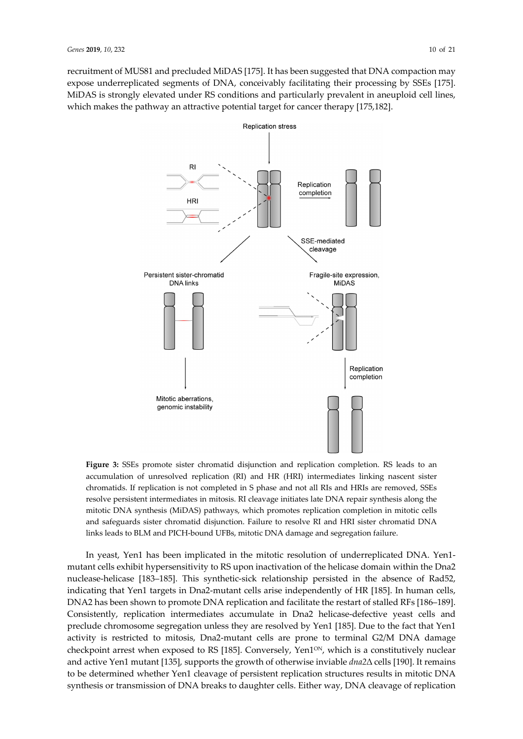recruitment of MUS81 and precluded MiDAS [175]. It has been suggested that DNA compaction may expose underreplicated segments of DNA, conceivably facilitating their processing by SSEs [175]. MiDAS is strongly elevated under RS conditions and particularly prevalent in aneuploid cell lines, which makes the pathway an attractive potential target for cancer therapy [175,182].

Replication stress

RI

HRI

Replication completion

SSE-mediated cleavage

Persistent sister-chromatid DNA links

Fragile-site expression, MiDAS

Replication completion

Mitotic aberrations, genomic instability

**Figure 3:** SSEs promote sister chromatid disjunction and replication completion. RS leads to an accumulation of unresolved replication (RI) and HR (HRI) intermediates linking nascent sister chromatids. If replication is not completed in S phase and not all RIs and HRIs are removed, SSEs resolve persistent intermediates in mitosis. RI cleavage initiates late DNA repair synthesis along the mitotic DNA synthesis (MiDAS) pathways, which promotes replication completion in mitotic cells and safeguards sister chromatid disjunction. Failure to resolve RI and HRI sister chromatid DNA links leads to BLM and PICH-bound UFBs, mitotic DNA damage and segregation failure.

In yeast, Yen1 has been implicated in the mitotic resolution of underreplicated DNA. Yen1-mutant cells exhibit hypersensitivity to RS upon inactivation of the helicase domain within the Dna2 nuclease-helicase [183–185]. This synthetic-sick relationship persisted in the absence of Rad52, indicating that Yen1 targets in Dna2-mutant cells arise independently of HR [185]. In human cells, DNA2 has been shown to promote DNA replication and facilitate the restart of stalled RFs [186–189]. Consistently, replication intermediates accumulate in Dna2 helicase-defective yeast cells and preclude chromosome segregation unless they are resolved by Yen1 [185]. Due to the fact that Yen1 activity is restricted to mitosis, Dna2-mutant cells are prone to terminal G2/M DNA damage checkpoint arrest when exposed to RS [185]. Conversely, Yen1$^{ON}$, which is a constitutively nuclear and active Yen1 mutant [135], supports the growth of otherwise inviable *dna2*Δ cells [190]. It remains to be determined whether Yen1 cleavage of persistent replication structures results in mitotic DNA synthesis or transmission of DNA breaks to daughter cells. Either way, DNA cleavage of replication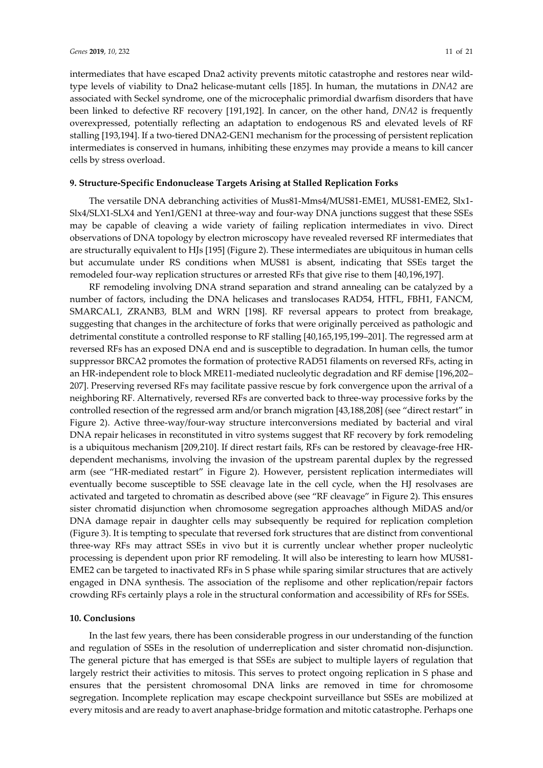intermediates that have escaped Dna2 activity prevents mitotic catastrophe and restores near wild-type levels of viability to Dna2 helicase-mutant cells [185]. In human, the mutations in *DNA2* are associated with Seckel syndrome, one of the microcephalic primordial dwarfism disorders that have been linked to defective RF recovery [191,192]. In cancer, on the other hand, *DNA2* is frequently overexpressed, potentially reflecting an adaptation to endogenous RS and elevated levels of RF stalling [193,194]. If a two-tiered DNA2-GEN1 mechanism for the processing of persistent replication intermediates is conserved in humans, inhibiting these enzymes may provide a means to kill cancer cells by stress overload.

## 9. Structure-Specific Endonuclease Targets Arising at Stalled Replication Forks

The versatile DNA debranching activities of Mus81-Mms4/MUS81-EME1, MUS81-EME2, Slx1-Slx4/SLX1-SLX4 and Yen1/GEN1 at three-way and four-way DNA junctions suggest that these SSEs may be capable of cleaving a wide variety of failing replication intermediates in vivo. Direct observations of DNA topology by electron microscopy have revealed reversed RF intermediates that are structurally equivalent to HJs [195] (Figure 2). These intermediates are ubiquitous in human cells but accumulate under RS conditions when MUS81 is absent, indicating that SSEs target the remodeled four-way replication structures or arrested RFs that give rise to them [40,196,197].

RF remodeling involving DNA strand separation and strand annealing can be catalyzed by a number of factors, including the DNA helicases and translocases RAD54, HTFL, FBH1, FANCM, SMARCAL1, ZRANB3, BLM and WRN [198]. RF reversal appears to protect from breakage, suggesting that changes in the architecture of forks that were originally perceived as pathologic and detrimental constitute a controlled response to RF stalling [40,165,195,199–201]. The regressed arm at reversed RFs has an exposed DNA end and is susceptible to degradation. In human cells, the tumor suppressor BRCA2 promotes the formation of protective RAD51 filaments on reversed RFs, acting in an HR-independent role to block MRE11-mediated nucleolytic degradation and RF demise [196,202–207]. Preserving reversed RFs may facilitate passive rescue by fork convergence upon the arrival of a neighboring RF. Alternatively, reversed RFs are converted back to three-way processive forks by the controlled resection of the regressed arm and/or branch migration [43,188,208] (see "direct restart" in Figure 2). Active three-way/four-way structure interconversions mediated by bacterial and viral DNA repair helicases in reconstituted in vitro systems suggest that RF recovery by fork remodeling is a ubiquitous mechanism [209,210]. If direct restart fails, RFs can be restored by cleavage-free HR-dependent mechanisms, involving the invasion of the upstream parental duplex by the regressed arm (see "HR-mediated restart" in Figure 2). However, persistent replication intermediates will eventually become susceptible to SSE cleavage late in the cell cycle, when the HJ resolvases are activated and targeted to chromatin as described above (see "RF cleavage" in Figure 2). This ensures sister chromatid disjunction when chromosome segregation approaches although MiDAS and/or DNA damage repair in daughter cells may subsequently be required for replication completion (Figure 3). It is tempting to speculate that reversed fork structures that are distinct from conventional three-way RFs may attract SSEs in vivo but it is currently unclear whether proper nucleolytic processing is dependent upon prior RF remodeling. It will also be interesting to learn how MUS81-EME2 can be targeted to inactivated RFs in S phase while sparing similar structures that are actively engaged in DNA synthesis. The association of the replisome and other replication/repair factors crowding RFs certainly plays a role in the structural conformation and accessibility of RFs for SSEs.

## 10. Conclusions

In the last few years, there has been considerable progress in our understanding of the function and regulation of SSEs in the resolution of underreplication and sister chromatid non-disjunction. The general picture that has emerged is that SSEs are subject to multiple layers of regulation that largely restrict their activities to mitosis. This serves to protect ongoing replication in S phase and ensures that the persistent chromosomal DNA links are removed in time for chromosome segregation. Incomplete replication may escape checkpoint surveillance but SSEs are mobilized at every mitosis and are ready to avert anaphase-bridge formation and mitotic catastrophe. Perhaps one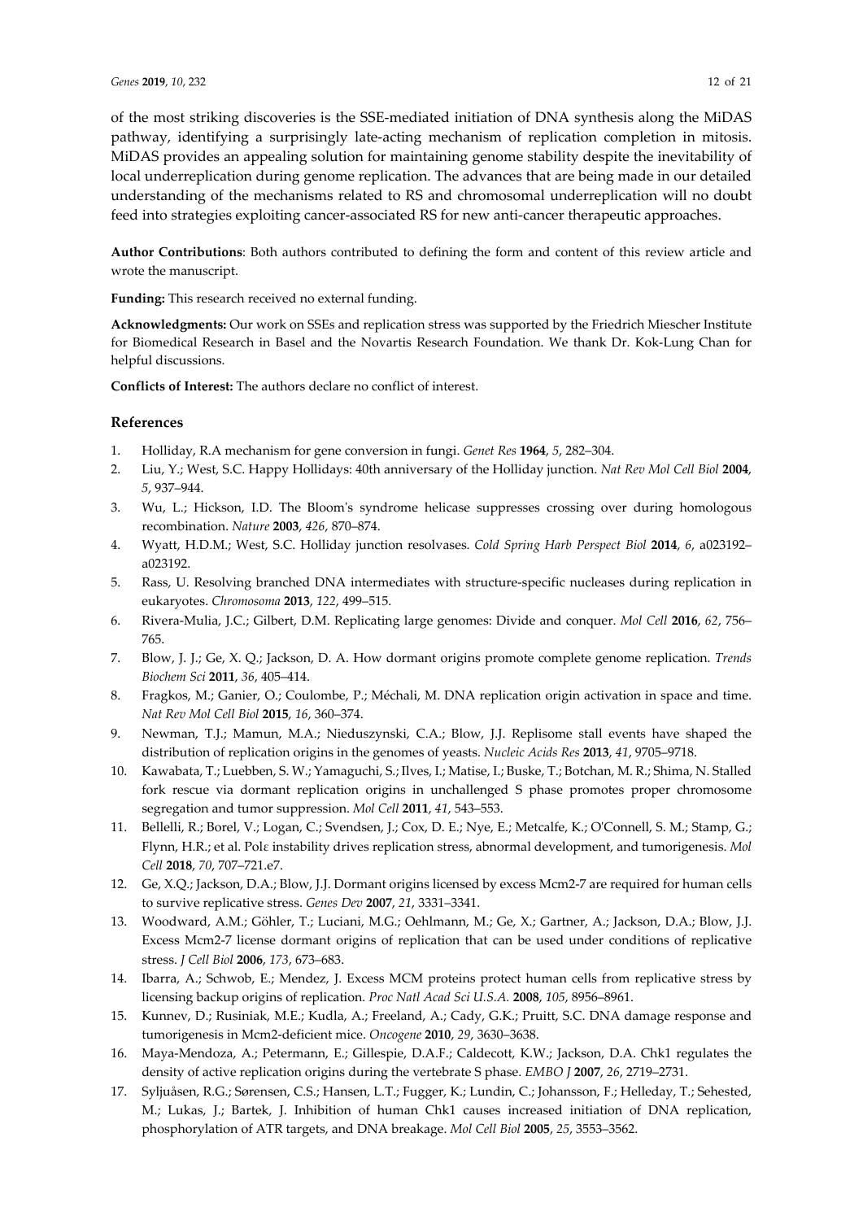of the most striking discoveries is the SSE-mediated initiation of DNA synthesis along the MiDAS pathway, identifying a surprisingly late-acting mechanism of replication completion in mitosis. MiDAS provides an appealing solution for maintaining genome stability despite the inevitability of local underreplication during genome replication. The advances that are being made in our detailed understanding of the mechanisms related to RS and chromosomal underreplication will no doubt feed into strategies exploiting cancer-associated RS for new anti-cancer therapeutic approaches.

**Author Contributions**: Both authors contributed to defining the form and content of this review article and wrote the manuscript.

**Funding:** This research received no external funding.

**Acknowledgments:** Our work on SSEs and replication stress was supported by the Friedrich Miescher Institute for Biomedical Research in Basel and the Novartis Research Foundation. We thank Dr. Kok-Lung Chan for helpful discussions.

**Conflicts of Interest:** The authors declare no conflict of interest.

## References

1. Holliday, R.A mechanism for gene conversion in fungi. *Genet Res* **1964**, *5*, 282–304.
2. Liu, Y.; West, S.C. Happy Hollidays: 40th anniversary of the Holliday junction. *Nat Rev Mol Cell Biol* **2004**, *5*, 937–944.
3. Wu, L.; Hickson, I.D. The Bloom's syndrome helicase suppresses crossing over during homologous recombination. *Nature* **2003**, *426*, 870–874.
4. Wyatt, H.D.M.; West, S.C. Holliday junction resolvases. *Cold Spring Harb Perspect Biol* **2014**, *6*, a023192–a023192.
5. Rass, U. Resolving branched DNA intermediates with structure-specific nucleases during replication in eukaryotes. *Chromosoma* **2013**, *122*, 499–515.
6. Rivera-Mulia, J.C.; Gilbert, D.M. Replicating large genomes: Divide and conquer. *Mol Cell* **2016**, *62*, 756–765.
7. Blow, J. J.; Ge, X. Q.; Jackson, D. A. How dormant origins promote complete genome replication. *Trends Biochem Sci* **2011**, *36*, 405–414.
8. Fragkos, M.; Ganier, O.; Coulombe, P.; Méchali, M. DNA replication origin activation in space and time. *Nat Rev Mol Cell Biol* **2015**, *16*, 360–374.
9. Newman, T.J.; Mamun, M.A.; Nieduszynski, C.A.; Blow, J.J. Replisome stall events have shaped the distribution of replication origins in the genomes of yeasts. *Nucleic Acids Res* **2013**, *41*, 9705–9718.
10. Kawabata, T.; Luebben, S. W.; Yamaguchi, S.; Ilves, I.; Matise, I.; Buske, T.; Botchan, M. R.; Shima, N. Stalled fork rescue via dormant replication origins in unchallenged S phase promotes proper chromosome segregation and tumor suppression. *Mol Cell* **2011**, *41*, 543–553.
11. Bellelli, R.; Borel, V.; Logan, C.; Svendsen, J.; Cox, D. E.; Nye, E.; Metcalfe, K.; O'Connell, S. M.; Stamp, G.; Flynn, H.R.; et al. Polε instability drives replication stress, abnormal development, and tumorigenesis. *Mol Cell* **2018**, *70*, 707–721.e7.
12. Ge, X.Q.; Jackson, D.A.; Blow, J.J. Dormant origins licensed by excess Mcm2-7 are required for human cells to survive replicative stress. *Genes Dev* **2007**, *21*, 3331–3341.
13. Woodward, A.M.; Göhler, T.; Luciani, M.G.; Oehlmann, M.; Ge, X.; Gartner, A.; Jackson, D.A.; Blow, J.J. Excess Mcm2-7 license dormant origins of replication that can be used under conditions of replicative stress. *J Cell Biol* **2006**, *173*, 673–683.
14. Ibarra, A.; Schwob, E.; Mendez, J. Excess MCM proteins protect human cells from replicative stress by licensing backup origins of replication. *Proc Natl Acad Sci U.S.A.* **2008**, *105*, 8956–8961.
15. Kunnev, D.; Rusiniak, M.E.; Kudla, A.; Freeland, A.; Cady, G.K.; Pruitt, S.C. DNA damage response and tumorigenesis in Mcm2-deficient mice. *Oncogene* **2010**, *29*, 3630–3638.
16. Maya-Mendoza, A.; Petermann, E.; Gillespie, D.A.F.; Caldecott, K.W.; Jackson, D.A. Chk1 regulates the density of active replication origins during the vertebrate S phase. *EMBO J* **2007**, *26*, 2719–2731.
17. Syljuåsen, R.G.; Sørensen, C.S.; Hansen, L.T.; Fugger, K.; Lundin, C.; Johansson, F.; Helleday, T.; Sehested, M.; Lukas, J.; Bartek, J. Inhibition of human Chk1 causes increased initiation of DNA replication, phosphorylation of ATR targets, and DNA breakage. *Mol Cell Biol* **2005**, *25*, 3553–3562.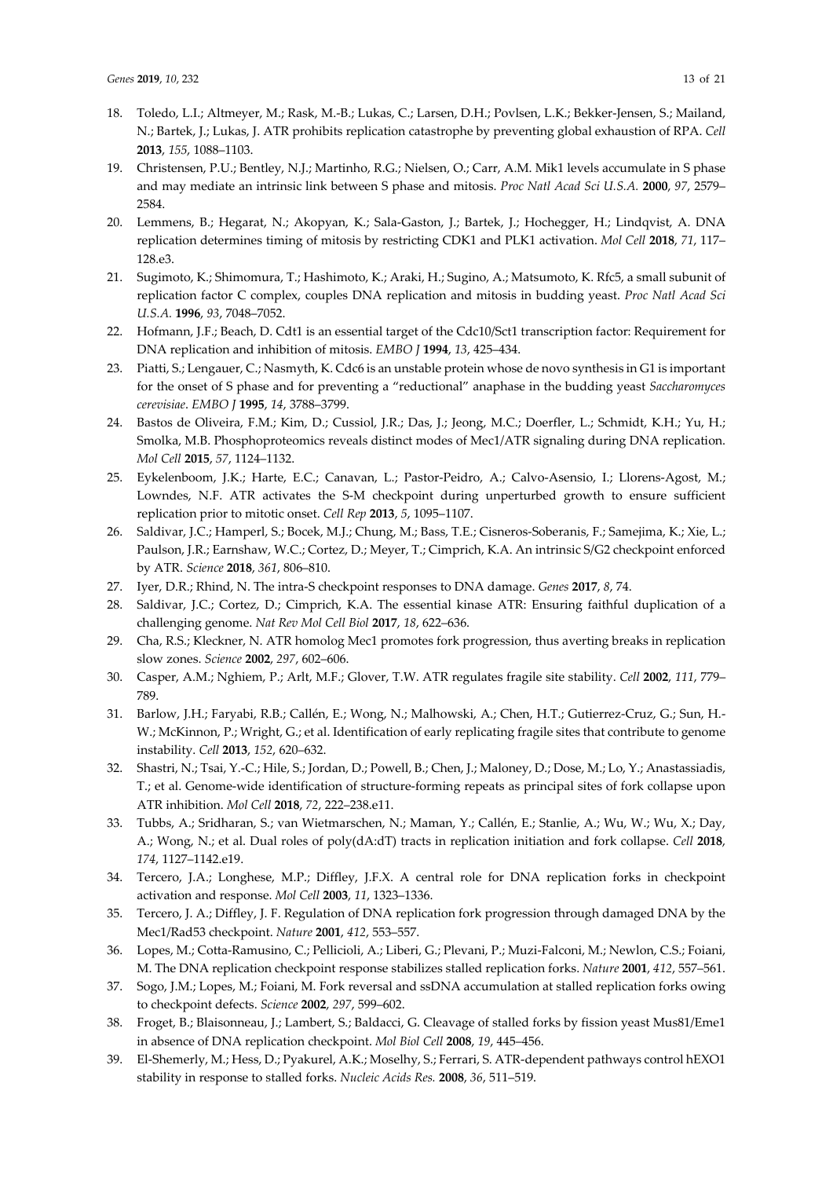18. Toledo, L.I.; Altmeyer, M.; Rask, M.-B.; Lukas, C.; Larsen, D.H.; Povlsen, L.K.; Bekker-Jensen, S.; Mailand, N.; Bartek, J.; Lukas, J. ATR prohibits replication catastrophe by preventing global exhaustion of RPA. *Cell* **2013**, *155*, 1088–1103.
19. Christensen, P.U.; Bentley, N.J.; Martinho, R.G.; Nielsen, O.; Carr, A.M. Mik1 levels accumulate in S phase and may mediate an intrinsic link between S phase and mitosis. *Proc Natl Acad Sci U.S.A.* **2000**, *97*, 2579–2584.
20. Lemmens, B.; Hegarat, N.; Akopyan, K.; Sala-Gaston, J.; Bartek, J.; Hochegger, H.; Lindqvist, A. DNA replication determines timing of mitosis by restricting CDK1 and PLK1 activation. *Mol Cell* **2018**, *71*, 117–128.e3.
21. Sugimoto, K.; Shimomura, T.; Hashimoto, K.; Araki, H.; Sugino, A.; Matsumoto, K. Rfc5, a small subunit of replication factor C complex, couples DNA replication and mitosis in budding yeast. *Proc Natl Acad Sci U.S.A.* **1996**, *93*, 7048–7052.
22. Hofmann, J.F.; Beach, D. Cdt1 is an essential target of the Cdc10/Sct1 transcription factor: Requirement for DNA replication and inhibition of mitosis. *EMBO J* **1994**, *13*, 425–434.
23. Piatti, S.; Lengauer, C.; Nasmyth, K. Cdc6 is an unstable protein whose de novo synthesis in G1 is important for the onset of S phase and for preventing a "reductional" anaphase in the budding yeast *Saccharomyces cerevisiae*. *EMBO J* **1995**, *14*, 3788–3799.
24. Bastos de Oliveira, F.M.; Kim, D.; Cussiol, J.R.; Das, J.; Jeong, M.C.; Doerfler, L.; Schmidt, K.H.; Yu, H.; Smolka, M.B. Phosphoproteomics reveals distinct modes of Mec1/ATR signaling during DNA replication. *Mol Cell* **2015**, *57*, 1124–1132.
25. Eykelenboom, J.K.; Harte, E.C.; Canavan, L.; Pastor-Peidro, A.; Calvo-Asensio, I.; Llorens-Agost, M.; Lowndes, N.F. ATR activates the S-M checkpoint during unperturbed growth to ensure sufficient replication prior to mitotic onset. *Cell Rep* **2013**, *5*, 1095–1107.
26. Saldivar, J.C.; Hamperl, S.; Bocek, M.J.; Chung, M.; Bass, T.E.; Cisneros-Soberanis, F.; Samejima, K.; Xie, L.; Paulson, J.R.; Earnshaw, W.C.; Cortez, D.; Meyer, T.; Cimprich, K.A. An intrinsic S/G2 checkpoint enforced by ATR. *Science* **2018**, *361*, 806–810.
27. Iyer, D.R.; Rhind, N. The intra-S checkpoint responses to DNA damage. *Genes* **2017**, *8*, 74.
28. Saldivar, J.C.; Cortez, D.; Cimprich, K.A. The essential kinase ATR: Ensuring faithful duplication of a challenging genome. *Nat Rev Mol Cell Biol* **2017**, *18*, 622–636.
29. Cha, R.S.; Kleckner, N. ATR homolog Mec1 promotes fork progression, thus averting breaks in replication slow zones. *Science* **2002**, *297*, 602–606.
30. Casper, A.M.; Nghiem, P.; Arlt, M.F.; Glover, T.W. ATR regulates fragile site stability. *Cell* **2002**, *111*, 779–789.
31. Barlow, J.H.; Faryabi, R.B.; Callén, E.; Wong, N.; Malhowski, A.; Chen, H.T.; Gutierrez-Cruz, G.; Sun, H.-W.; McKinnon, P.; Wright, G.; et al. Identification of early replicating fragile sites that contribute to genome instability. *Cell* **2013**, *152*, 620–632.
32. Shastri, N.; Tsai, Y.-C.; Hile, S.; Jordan, D.; Powell, B.; Chen, J.; Maloney, D.; Dose, M.; Lo, Y.; Anastassiadis, T.; et al. Genome-wide identification of structure-forming repeats as principal sites of fork collapse upon ATR inhibition. *Mol Cell* **2018**, *72*, 222–238.e11.
33. Tubbs, A.; Sridharan, S.; van Wietmarschen, N.; Maman, Y.; Callén, E.; Stanlie, A.; Wu, W.; Wu, X.; Day, A.; Wong, N.; et al. Dual roles of poly(dA:dT) tracts in replication initiation and fork collapse. *Cell* **2018**, *174*, 1127–1142.e19.
34. Tercero, J.A.; Longhese, M.P.; Diffley, J.F.X. A central role for DNA replication forks in checkpoint activation and response. *Mol Cell* **2003**, *11*, 1323–1336.
35. Tercero, J. A.; Diffley, J. F. Regulation of DNA replication fork progression through damaged DNA by the Mec1/Rad53 checkpoint. *Nature* **2001**, *412*, 553–557.
36. Lopes, M.; Cotta-Ramusino, C.; Pellicioli, A.; Liberi, G.; Plevani, P.; Muzi-Falconi, M.; Newlon, C.S.; Foiani, M. The DNA replication checkpoint response stabilizes stalled replication forks. *Nature* **2001**, *412*, 557–561.
37. Sogo, J.M.; Lopes, M.; Foiani, M. Fork reversal and ssDNA accumulation at stalled replication forks owing to checkpoint defects. *Science* **2002**, *297*, 599–602.
38. Froget, B.; Blaisonneau, J.; Lambert, S.; Baldacci, G. Cleavage of stalled forks by fission yeast Mus81/Eme1 in absence of DNA replication checkpoint. *Mol Biol Cell* **2008**, *19*, 445–456.
39. El-Shemerly, M.; Hess, D.; Pyakurel, A.K.; Moselhy, S.; Ferrari, S. ATR-dependent pathways control hEXO1 stability in response to stalled forks. *Nucleic Acids Res.* **2008**, *36*, 511–519.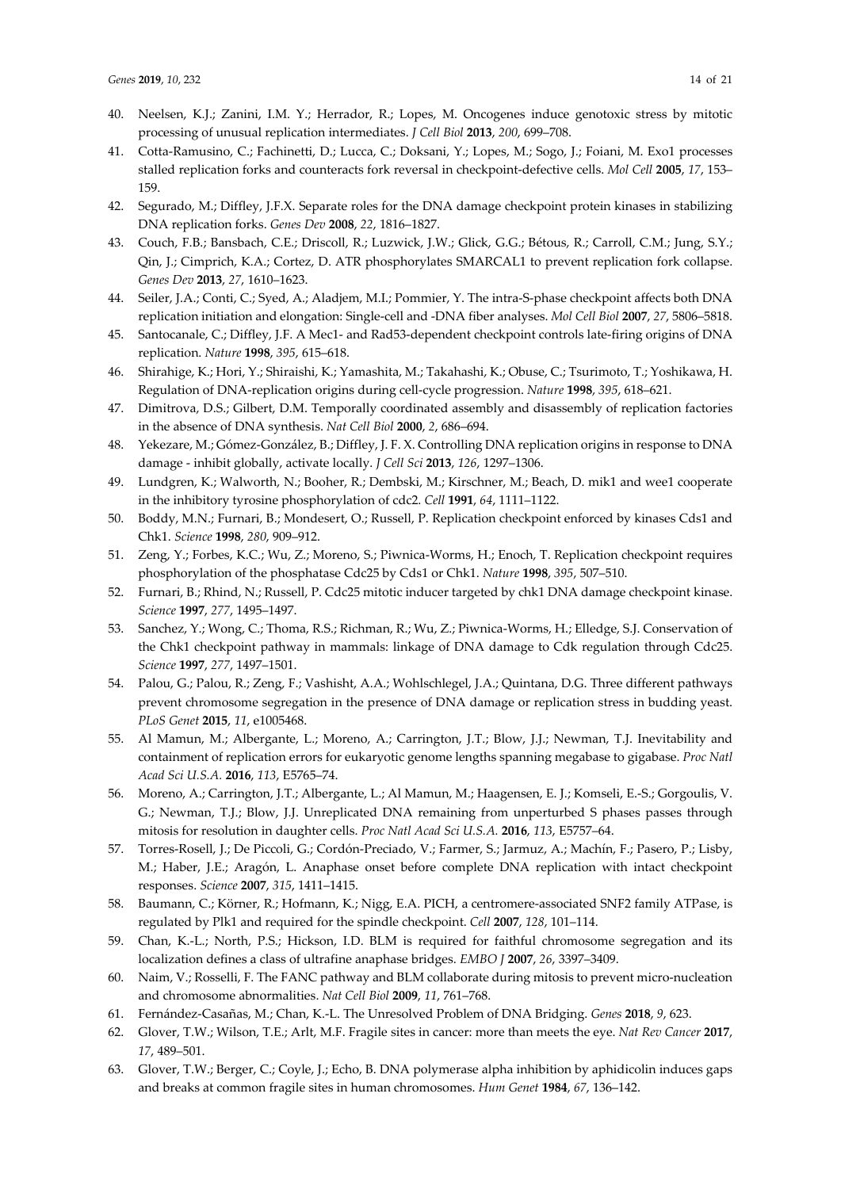40. Neelsen, K.J.; Zanini, I.M. Y.; Herrador, R.; Lopes, M. Oncogenes induce genotoxic stress by mitotic processing of unusual replication intermediates. *J Cell Biol* **2013**, *200*, 699–708.
41. Cotta-Ramusino, C.; Fachinetti, D.; Lucca, C.; Doksani, Y.; Lopes, M.; Sogo, J.; Foiani, M. Exo1 processes stalled replication forks and counteracts fork reversal in checkpoint-defective cells. *Mol Cell* **2005**, *17*, 153–159.
42. Segurado, M.; Diffley, J.F.X. Separate roles for the DNA damage checkpoint protein kinases in stabilizing DNA replication forks. *Genes Dev* **2008**, *22*, 1816–1827.
43. Couch, F.B.; Bansbach, C.E.; Driscoll, R.; Luzwick, J.W.; Glick, G.G.; Bétous, R.; Carroll, C.M.; Jung, S.Y.; Qin, J.; Cimprich, K.A.; Cortez, D. ATR phosphorylates SMARCAL1 to prevent replication fork collapse. *Genes Dev* **2013**, *27*, 1610–1623.
44. Seiler, J.A.; Conti, C.; Syed, A.; Aladjem, M.I.; Pommier, Y. The intra-S-phase checkpoint affects both DNA replication initiation and elongation: Single-cell and -DNA fiber analyses. *Mol Cell Biol* **2007**, *27*, 5806–5818.
45. Santocanale, C.; Diffley, J.F. A Mec1- and Rad53-dependent checkpoint controls late-firing origins of DNA replication. *Nature* **1998**, *395*, 615–618.
46. Shirahige, K.; Hori, Y.; Shiraishi, K.; Yamashita, M.; Takahashi, K.; Obuse, C.; Tsurimoto, T.; Yoshikawa, H. Regulation of DNA-replication origins during cell-cycle progression. *Nature* **1998**, *395*, 618–621.
47. Dimitrova, D.S.; Gilbert, D.M. Temporally coordinated assembly and disassembly of replication factories in the absence of DNA synthesis. *Nat Cell Biol* **2000**, *2*, 686–694.
48. Yekezare, M.; Gómez-González, B.; Diffley, J. F. X. Controlling DNA replication origins in response to DNA damage - inhibit globally, activate locally. *J Cell Sci* **2013**, *126*, 1297–1306.
49. Lundgren, K.; Walworth, N.; Booher, R.; Dembski, M.; Kirschner, M.; Beach, D. mik1 and wee1 cooperate in the inhibitory tyrosine phosphorylation of cdc2. *Cell* **1991**, *64*, 1111–1122.
50. Boddy, M.N.; Furnari, B.; Mondesert, O.; Russell, P. Replication checkpoint enforced by kinases Cds1 and Chk1. *Science* **1998**, *280*, 909–912.
51. Zeng, Y.; Forbes, K.C.; Wu, Z.; Moreno, S.; Piwnica-Worms, H.; Enoch, T. Replication checkpoint requires phosphorylation of the phosphatase Cdc25 by Cds1 or Chk1. *Nature* **1998**, *395*, 507–510.
52. Furnari, B.; Rhind, N.; Russell, P. Cdc25 mitotic inducer targeted by chk1 DNA damage checkpoint kinase. *Science* **1997**, *277*, 1495–1497.
53. Sanchez, Y.; Wong, C.; Thoma, R.S.; Richman, R.; Wu, Z.; Piwnica-Worms, H.; Elledge, S.J. Conservation of the Chk1 checkpoint pathway in mammals: linkage of DNA damage to Cdk regulation through Cdc25. *Science* **1997**, *277*, 1497–1501.
54. Palou, G.; Palou, R.; Zeng, F.; Vashisht, A.A.; Wohlschlegel, J.A.; Quintana, D.G. Three different pathways prevent chromosome segregation in the presence of DNA damage or replication stress in budding yeast. *PLoS Genet* **2015**, *11*, e1005468.
55. Al Mamun, M.; Albergante, L.; Moreno, A.; Carrington, J.T.; Blow, J.J.; Newman, T.J. Inevitability and containment of replication errors for eukaryotic genome lengths spanning megabase to gigabase. *Proc Natl Acad Sci U.S.A.* **2016**, *113*, E5765–74.
56. Moreno, A.; Carrington, J.T.; Albergante, L.; Al Mamun, M.; Haagensen, E. J.; Komseli, E.-S.; Gorgoulis, V. G.; Newman, T.J.; Blow, J.J. Unreplicated DNA remaining from unperturbed S phases passes through mitosis for resolution in daughter cells. *Proc Natl Acad Sci U.S.A.* **2016**, *113*, E5757–64.
57. Torres-Rosell, J.; De Piccoli, G.; Cordón-Preciado, V.; Farmer, S.; Jarmuz, A.; Machín, F.; Pasero, P.; Lisby, M.; Haber, J.E.; Aragón, L. Anaphase onset before complete DNA replication with intact checkpoint responses. *Science* **2007**, *315*, 1411–1415.
58. Baumann, C.; Körner, R.; Hofmann, K.; Nigg, E.A. PICH, a centromere-associated SNF2 family ATPase, is regulated by Plk1 and required for the spindle checkpoint. *Cell* **2007**, *128*, 101–114.
59. Chan, K.-L.; North, P.S.; Hickson, I.D. BLM is required for faithful chromosome segregation and its localization defines a class of ultrafine anaphase bridges. *EMBO J* **2007**, *26*, 3397–3409.
60. Naim, V.; Rosselli, F. The FANC pathway and BLM collaborate during mitosis to prevent micro-nucleation and chromosome abnormalities. *Nat Cell Biol* **2009**, *11*, 761–768.
61. Fernández-Casañas, M.; Chan, K.-L. The Unresolved Problem of DNA Bridging. *Genes* **2018**, *9*, 623.
62. Glover, T.W.; Wilson, T.E.; Arlt, M.F. Fragile sites in cancer: more than meets the eye. *Nat Rev Cancer* **2017**, *17*, 489–501.
63. Glover, T.W.; Berger, C.; Coyle, J.; Echo, B. DNA polymerase alpha inhibition by aphidicolin induces gaps and breaks at common fragile sites in human chromosomes. *Hum Genet* **1984**, *67*, 136–142.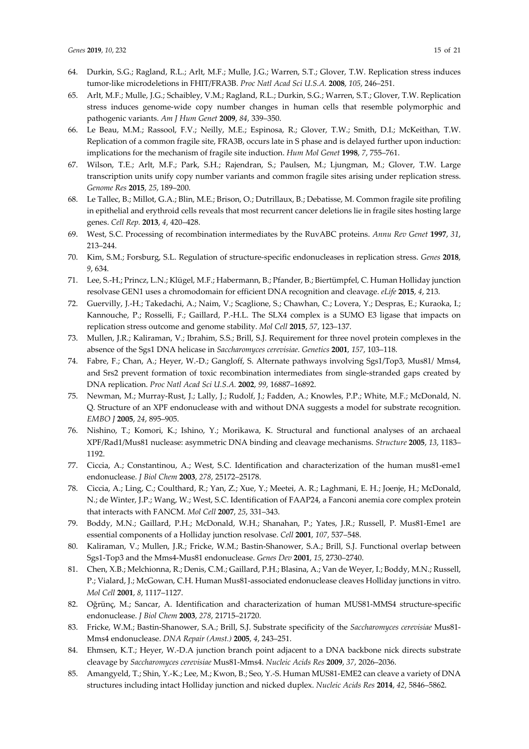64. Durkin, S.G.; Ragland, R.L.; Arlt, M.F.; Mulle, J.G.; Warren, S.T.; Glover, T.W. Replication stress induces tumor-like microdeletions in FHIT/FRA3B. *Proc Natl Acad Sci U.S.A.* **2008**, *105*, 246–251.
65. Arlt, M.F.; Mulle, J.G.; Schaibley, V.M.; Ragland, R.L.; Durkin, S.G.; Warren, S.T.; Glover, T.W. Replication stress induces genome-wide copy number changes in human cells that resemble polymorphic and pathogenic variants. *Am J Hum Genet* **2009**, *84*, 339–350.
66. Le Beau, M.M.; Rassool, F.V.; Neilly, M.E.; Espinosa, R.; Glover, T.W.; Smith, D.I.; McKeithan, T.W. Replication of a common fragile site, FRA3B, occurs late in S phase and is delayed further upon induction: implications for the mechanism of fragile site induction. *Hum Mol Genet* **1998**, *7*, 755–761.
67. Wilson, T.E.; Arlt, M.F.; Park, S.H.; Rajendran, S.; Paulsen, M.; Ljungman, M.; Glover, T.W. Large transcription units unify copy number variants and common fragile sites arising under replication stress. *Genome Res* **2015**, *25*, 189–200.
68. Le Tallec, B.; Millot, G.A.; Blin, M.E.; Brison, O.; Dutrillaux, B.; Debatisse, M. Common fragile site profiling in epithelial and erythroid cells reveals that most recurrent cancer deletions lie in fragile sites hosting large genes. *Cell Rep.* **2013**, *4*, 420–428.
69. West, S.C. Processing of recombination intermediates by the RuvABC proteins. *Annu Rev Genet* **1997**, *31*, 213–244.
70. Kim, S.M.; Forsburg, S.L. Regulation of structure-specific endonucleases in replication stress. *Genes* **2018**, *9*, 634.
71. Lee, S.-H.; Princz, L.N.; Klügel, M.F.; Habermann, B.; Pfander, B.; Biertümpfel, C. Human Holliday junction resolvase GEN1 uses a chromodomain for efficient DNA recognition and cleavage. *eLife* **2015**, *4*, 213.
72. Guervilly, J.-H.; Takedachi, A.; Naim, V.; Scaglione, S.; Chawhan, C.; Lovera, Y.; Despras, E.; Kuraoka, I.; Kannouche, P.; Rosselli, F.; Gaillard, P.-H.L. The SLX4 complex is a SUMO E3 ligase that impacts on replication stress outcome and genome stability. *Mol Cell* **2015**, *57*, 123–137.
73. Mullen, J.R.; Kaliraman, V.; Ibrahim, S.S.; Brill, S.J. Requirement for three novel protein complexes in the absence of the Sgs1 DNA helicase in *Saccharomyces cerevisiae*. *Genetics* **2001**, *157*, 103–118.
74. Fabre, F.; Chan, A.; Heyer, W.-D.; Gangloff, S. Alternate pathways involving Sgs1/Top3, Mus81/ Mms4, and Srs2 prevent formation of toxic recombination intermediates from single-stranded gaps created by DNA replication. *Proc Natl Acad Sci U.S.A.* **2002**, *99*, 16887–16892.
75. Newman, M.; Murray-Rust, J.; Lally, J.; Rudolf, J.; Fadden, A.; Knowles, P.P.; White, M.F.; McDonald, N. Q. Structure of an XPF endonuclease with and without DNA suggests a model for substrate recognition. *EMBO J* **2005**, *24*, 895–905.
76. Nishino, T.; Komori, K.; Ishino, Y.; Morikawa, K. Structural and functional analyses of an archaeal XPF/Rad1/Mus81 nuclease: asymmetric DNA binding and cleavage mechanisms. *Structure* **2005**, *13*, 1183–1192.
77. Ciccia, A.; Constantinou, A.; West, S.C. Identification and characterization of the human mus81-eme1 endonuclease. *J Biol Chem* **2003**, *278*, 25172–25178.
78. Ciccia, A.; Ling, C.; Coulthard, R.; Yan, Z.; Xue, Y.; Meetei, A. R.; Laghmani, E. H.; Joenje, H.; McDonald, N.; de Winter, J.P.; Wang, W.; West, S.C. Identification of FAAP24, a Fanconi anemia core complex protein that interacts with FANCM. *Mol Cell* **2007**, *25*, 331–343.
79. Boddy, M.N.; Gaillard, P.H.; McDonald, W.H.; Shanahan, P.; Yates, J.R.; Russell, P. Mus81-Eme1 are essential components of a Holliday junction resolvase. *Cell* **2001**, *107*, 537–548.
80. Kaliraman, V.; Mullen, J.R.; Fricke, W.M.; Bastin-Shanower, S.A.; Brill, S.J. Functional overlap between Sgs1-Top3 and the Mms4-Mus81 endonuclease. *Genes Dev* **2001**, *15*, 2730–2740.
81. Chen, X.B.; Melchionna, R.; Denis, C.M.; Gaillard, P.H.; Blasina, A.; Van de Weyer, I.; Boddy, M.N.; Russell, P.; Vialard, J.; McGowan, C.H. Human Mus81-associated endonuclease cleaves Holliday junctions in vitro. *Mol Cell* **2001**, *8*, 1117–1127.
82. Oğrünç, M.; Sancar, A. Identification and characterization of human MUS81-MMS4 structure-specific endonuclease. *J Biol Chem* **2003**, *278*, 21715–21720.
83. Fricke, W.M.; Bastin-Shanower, S.A.; Brill, S.J. Substrate specificity of the *Saccharomyces cerevisiae* Mus81-Mms4 endonuclease. *DNA Repair (Amst.)* **2005**, *4*, 243–251.
84. Ehmsen, K.T.; Heyer, W.-D.A junction branch point adjacent to a DNA backbone nick directs substrate cleavage by *Saccharomyces cerevisiae* Mus81-Mms4. *Nucleic Acids Res* **2009**, *37*, 2026–2036.
85. Amangyeld, T.; Shin, Y.-K.; Lee, M.; Kwon, B.; Seo, Y.-S. Human MUS81-EME2 can cleave a variety of DNA structures including intact Holliday junction and nicked duplex. *Nucleic Acids Res* **2014**, *42*, 5846–5862.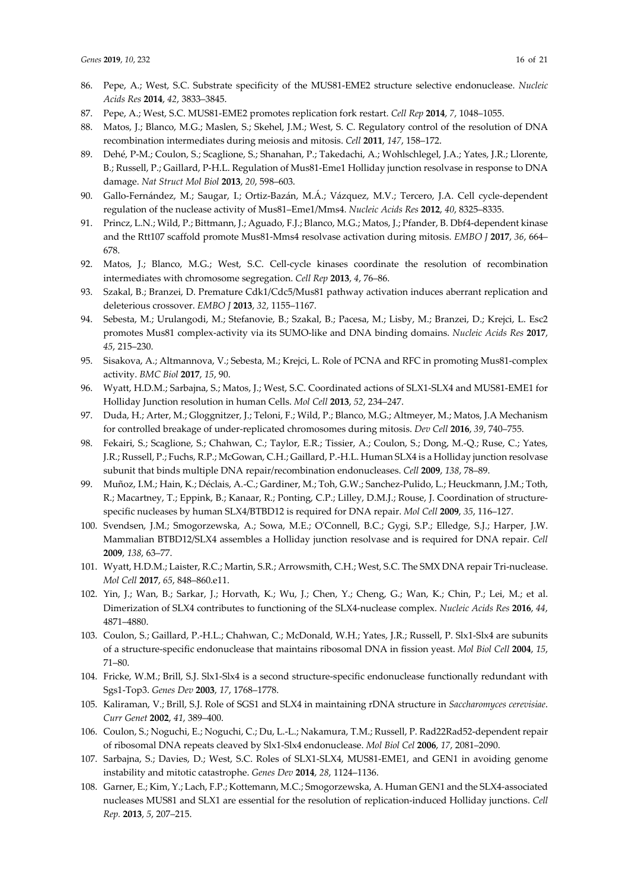86. Pepe, A.; West, S.C. Substrate specificity of the MUS81-EME2 structure selective endonuclease. *Nucleic Acids Res* **2014**, *42*, 3833–3845.
87. Pepe, A.; West, S.C. MUS81-EME2 promotes replication fork restart. *Cell Rep* **2014**, *7*, 1048–1055.
88. Matos, J.; Blanco, M.G.; Maslen, S.; Skehel, J.M.; West, S. C. Regulatory control of the resolution of DNA recombination intermediates during meiosis and mitosis. *Cell* **2011**, *147*, 158–172.
89. Dehé, P-M.; Coulon, S.; Scaglione, S.; Shanahan, P.; Takedachi, A.; Wohlschlegel, J.A.; Yates, J.R.; Llorente, B.; Russell, P.; Gaillard, P-H.L. Regulation of Mus81-Eme1 Holliday junction resolvase in response to DNA damage. *Nat Struct Mol Biol* **2013**, *20*, 598–603.
90. Gallo-Fernández, M.; Saugar, I.; Ortiz-Bazán, M.Á.; Vázquez, M.V.; Tercero, J.A. Cell cycle-dependent regulation of the nuclease activity of Mus81–Eme1/Mms4. *Nucleic Acids Res* **2012**, *40*, 8325–8335.
91. Princz, L.N.; Wild, P.; Bittmann, J.; Aguado, F.J.; Blanco, M.G.; Matos, J.; Pfander, B. Dbf4-dependent kinase and the Rtt107 scaffold promote Mus81-Mms4 resolvase activation during mitosis. *EMBO J* **2017**, *36*, 664–678.
92. Matos, J.; Blanco, M.G.; West, S.C. Cell-cycle kinases coordinate the resolution of recombination intermediates with chromosome segregation. *Cell Rep* **2013**, *4*, 76–86.
93. Szakal, B.; Branzei, D. Premature Cdk1/Cdc5/Mus81 pathway activation induces aberrant replication and deleterious crossover. *EMBO J* **2013**, *32*, 1155–1167.
94. Sebesta, M.; Urulangodi, M.; Stefanovie, B.; Szakal, B.; Pacesa, M.; Lisby, M.; Branzei, D.; Krejci, L. Esc2 promotes Mus81 complex-activity via its SUMO-like and DNA binding domains. *Nucleic Acids Res* **2017**, *45*, 215–230.
95. Sisakova, A.; Altmannova, V.; Sebesta, M.; Krejci, L. Role of PCNA and RFC in promoting Mus81-complex activity. *BMC Biol* **2017**, *15*, 90.
96. Wyatt, H.D.M.; Sarbajna, S.; Matos, J.; West, S.C. Coordinated actions of SLX1-SLX4 and MUS81-EME1 for Holliday Junction resolution in human Cells. *Mol Cell* **2013**, *52*, 234–247.
97. Duda, H.; Arter, M.; Gloggnitzer, J.; Teloni, F.; Wild, P.; Blanco, M.G.; Altmeyer, M.; Matos, J.A Mechanism for controlled breakage of under-replicated chromosomes during mitosis. *Dev Cell* **2016**, *39*, 740–755.
98. Fekairi, S.; Scaglione, S.; Chahwan, C.; Taylor, E.R.; Tissier, A.; Coulon, S.; Dong, M.-Q.; Ruse, C.; Yates, J.R.; Russell, P.; Fuchs, R.P.; McGowan, C.H.; Gaillard, P.-H.L. Human SLX4 is a Holliday junction resolvase subunit that binds multiple DNA repair/recombination endonucleases. *Cell* **2009**, *138*, 78–89.
99. Muñoz, I.M.; Hain, K.; Déclais, A.-C.; Gardiner, M.; Toh, G.W.; Sanchez-Pulido, L.; Heuckmann, J.M.; Toth, R.; Macartney, T.; Eppink, B.; Kanaar, R.; Ponting, C.P.; Lilley, D.M.J.; Rouse, J. Coordination of structure-specific nucleases by human SLX4/BTBD12 is required for DNA repair. *Mol Cell* **2009**, *35*, 116–127.
100. Svendsen, J.M.; Smogorzewska, A.; Sowa, M.E.; O'Connell, B.C.; Gygi, S.P.; Elledge, S.J.; Harper, J.W. Mammalian BTBD12/SLX4 assembles a Holliday junction resolvase and is required for DNA repair. *Cell* **2009**, *138*, 63–77.
101. Wyatt, H.D.M.; Laister, R.C.; Martin, S.R.; Arrowsmith, C.H.; West, S.C. The SMX DNA repair Tri-nuclease. *Mol Cell* **2017**, *65*, 848–860.e11.
102. Yin, J.; Wan, B.; Sarkar, J.; Horvath, K.; Wu, J.; Chen, Y.; Cheng, G.; Wan, K.; Chin, P.; Lei, M.; et al. Dimerization of SLX4 contributes to functioning of the SLX4-nuclease complex. *Nucleic Acids Res* **2016**, *44*, 4871–4880.
103. Coulon, S.; Gaillard, P.-H.L.; Chahwan, C.; McDonald, W.H.; Yates, J.R.; Russell, P. Slx1-Slx4 are subunits of a structure-specific endonuclease that maintains ribosomal DNA in fission yeast. *Mol Biol Cell* **2004**, *15*, 71–80.
104. Fricke, W.M.; Brill, S.J. Slx1-Slx4 is a second structure-specific endonuclease functionally redundant with Sgs1-Top3. *Genes Dev* **2003**, *17*, 1768–1778.
105. Kaliraman, V.; Brill, S.J. Role of SGS1 and SLX4 in maintaining rDNA structure in *Saccharomyces cerevisiae*. *Curr Genet* **2002**, *41*, 389–400.
106. Coulon, S.; Noguchi, E.; Noguchi, C.; Du, L.-L.; Nakamura, T.M.; Russell, P. Rad22Rad52-dependent repair of ribosomal DNA repeats cleaved by Slx1-Slx4 endonuclease. *Mol Biol Cel* **2006**, *17*, 2081–2090.
107. Sarbajna, S.; Davies, D.; West, S.C. Roles of SLX1-SLX4, MUS81-EME1, and GEN1 in avoiding genome instability and mitotic catastrophe. *Genes Dev* **2014**, *28*, 1124–1136.
108. Garner, E.; Kim, Y.; Lach, F.P.; Kottemann, M.C.; Smogorzewska, A. Human GEN1 and the SLX4-associated nucleases MUS81 and SLX1 are essential for the resolution of replication-induced Holliday junctions. *Cell Rep.* **2013**, *5*, 207–215.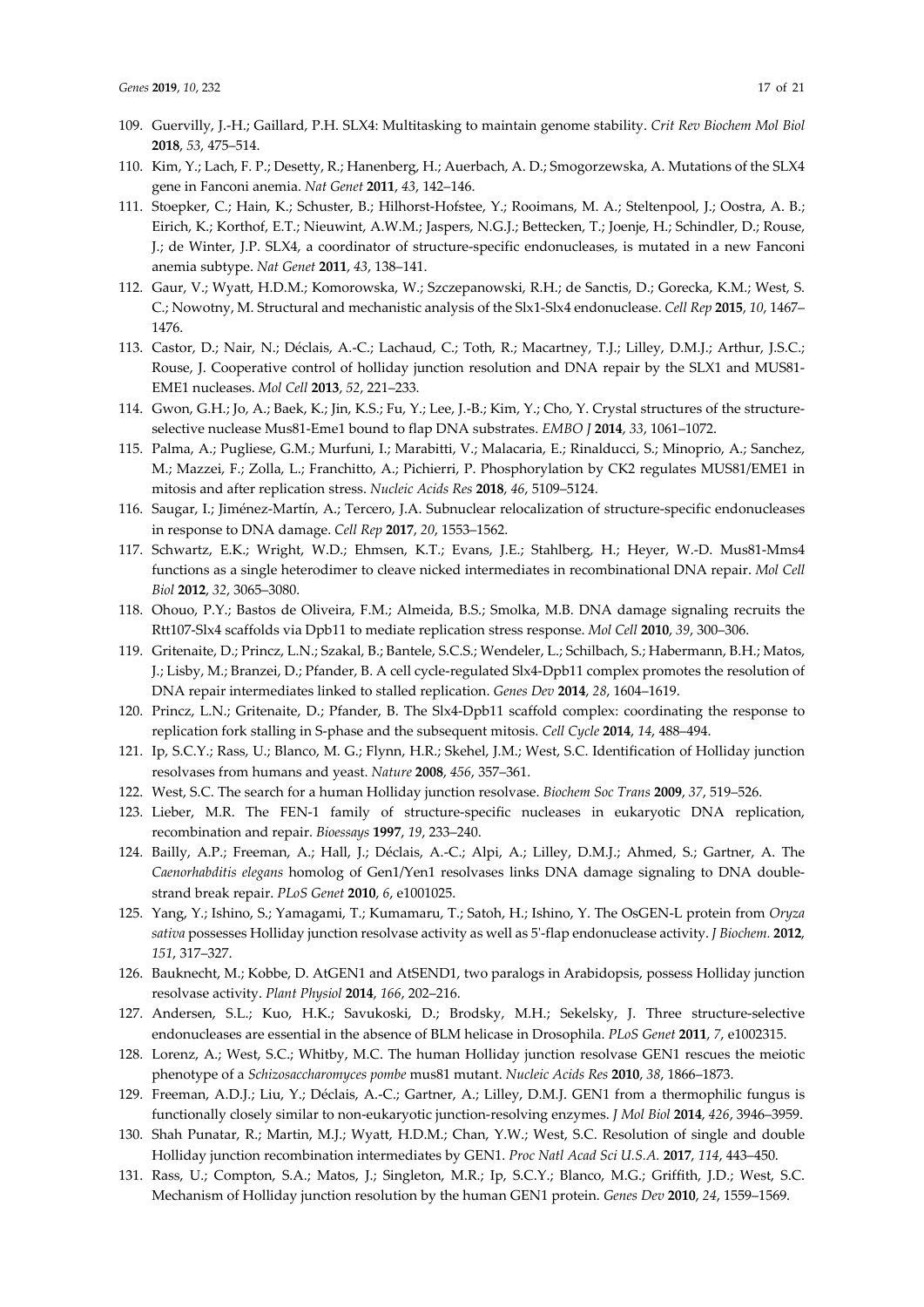109. Guervilly, J.-H.; Gaillard, P.H. SLX4: Multitasking to maintain genome stability. *Crit Rev Biochem Mol Biol* **2018**, *53*, 475–514.
110. Kim, Y.; Lach, F. P.; Desetty, R.; Hanenberg, H.; Auerbach, A. D.; Smogorzewska, A. Mutations of the SLX4 gene in Fanconi anemia. *Nat Genet* **2011**, *43*, 142–146.
111. Stoepker, C.; Hain, K.; Schuster, B.; Hilhorst-Hofstee, Y.; Rooimans, M. A.; Steltenpool, J.; Oostra, A. B.; Eirich, K.; Korthof, E.T.; Nieuwint, A.W.M.; Jaspers, N.G.J.; Bettecken, T.; Joenje, H.; Schindler, D.; Rouse, J.; de Winter, J.P. SLX4, a coordinator of structure-specific endonucleases, is mutated in a new Fanconi anemia subtype. *Nat Genet* **2011**, *43*, 138–141.
112. Gaur, V.; Wyatt, H.D.M.; Komorowska, W.; Szczepanowski, R.H.; de Sanctis, D.; Gorecka, K.M.; West, S. C.; Nowotny, M. Structural and mechanistic analysis of the Slx1-Slx4 endonuclease. *Cell Rep* **2015**, *10*, 1467–1476.
113. Castor, D.; Nair, N.; Déclais, A.-C.; Lachaud, C.; Toth, R.; Macartney, T.J.; Lilley, D.M.J.; Arthur, J.S.C.; Rouse, J. Cooperative control of holliday junction resolution and DNA repair by the SLX1 and MUS81-EME1 nucleases. *Mol Cell* **2013**, *52*, 221–233.
114. Gwon, G.H.; Jo, A.; Baek, K.; Jin, K.S.; Fu, Y.; Lee, J.-B.; Kim, Y.; Cho, Y. Crystal structures of the structure-selective nuclease Mus81-Eme1 bound to flap DNA substrates. *EMBO J* **2014**, *33*, 1061–1072.
115. Palma, A.; Pugliese, G.M.; Murfuni, I.; Marabitti, V.; Malacaria, E.; Rinalducci, S.; Minoprio, A.; Sanchez, M.; Mazzei, F.; Zolla, L.; Franchitto, A.; Pichierri, P. Phosphorylation by CK2 regulates MUS81/EME1 in mitosis and after replication stress. *Nucleic Acids Res* **2018**, *46*, 5109–5124.
116. Saugar, I.; Jiménez-Martín, A.; Tercero, J.A. Subnuclear relocalization of structure-specific endonucleases in response to DNA damage. *Cell Rep* **2017**, *20*, 1553–1562.
117. Schwartz, E.K.; Wright, W.D.; Ehmsen, K.T.; Evans, J.E.; Stahlberg, H.; Heyer, W.-D. Mus81-Mms4 functions as a single heterodimer to cleave nicked intermediates in recombinational DNA repair. *Mol Cell Biol* **2012**, *32*, 3065–3080.
118. Ohouo, P.Y.; Bastos de Oliveira, F.M.; Almeida, B.S.; Smolka, M.B. DNA damage signaling recruits the Rtt107-Slx4 scaffolds via Dpb11 to mediate replication stress response. *Mol Cell* **2010**, *39*, 300–306.
119. Gritenaite, D.; Princz, L.N.; Szakal, B.; Bantele, S.C.S.; Wendeler, L.; Schilbach, S.; Habermann, B.H.; Matos, J.; Lisby, M.; Branzei, D.; Pfander, B. A cell cycle-regulated Slx4-Dpb11 complex promotes the resolution of DNA repair intermediates linked to stalled replication. *Genes Dev* **2014**, *28*, 1604–1619.
120. Princz, L.N.; Gritenaite, D.; Pfander, B. The Slx4-Dpb11 scaffold complex: coordinating the response to replication fork stalling in S-phase and the subsequent mitosis. *Cell Cycle* **2014**, *14*, 488–494.
121. Ip, S.C.Y.; Rass, U.; Blanco, M. G.; Flynn, H.R.; Skehel, J.M.; West, S.C. Identification of Holliday junction resolvases from humans and yeast. *Nature* **2008**, *456*, 357–361.
122. West, S.C. The search for a human Holliday junction resolvase. *Biochem Soc Trans* **2009**, *37*, 519–526.
123. Lieber, M.R. The FEN-1 family of structure-specific nucleases in eukaryotic DNA replication, recombination and repair. *Bioessays* **1997**, *19*, 233–240.
124. Bailly, A.P.; Freeman, A.; Hall, J.; Déclais, A.-C.; Alpi, A.; Lilley, D.M.J.; Ahmed, S.; Gartner, A. The *Caenorhabditis elegans* homolog of Gen1/Yen1 resolvases links DNA damage signaling to DNA double-strand break repair. *PLoS Genet* **2010**, *6*, e1001025.
125. Yang, Y.; Ishino, S.; Yamagami, T.; Kumamaru, T.; Satoh, H.; Ishino, Y. The OsGEN-L protein from *Oryza sativa* possesses Holliday junction resolvase activity as well as 5'-flap endonuclease activity. *J Biochem.* **2012**, *151*, 317–327.
126. Bauknecht, M.; Kobbe, D. AtGEN1 and AtSEND1, two paralogs in Arabidopsis, possess Holliday junction resolvase activity. *Plant Physiol* **2014**, *166*, 202–216.
127. Andersen, S.L.; Kuo, H.K.; Savukoski, D.; Brodsky, M.H.; Sekelsky, J. Three structure-selective endonucleases are essential in the absence of BLM helicase in Drosophila. *PLoS Genet* **2011**, *7*, e1002315.
128. Lorenz, A.; West, S.C.; Whitby, M.C. The human Holliday junction resolvase GEN1 rescues the meiotic phenotype of a *Schizosaccharomyces pombe* mus81 mutant. *Nucleic Acids Res* **2010**, *38*, 1866–1873.
129. Freeman, A.D.J.; Liu, Y.; Déclais, A.-C.; Gartner, A.; Lilley, D.M.J. GEN1 from a thermophilic fungus is functionally closely similar to non-eukaryotic junction-resolving enzymes. *J Mol Biol* **2014**, *426*, 3946–3959.
130. Shah Punatar, R.; Martin, M.J.; Wyatt, H.D.M.; Chan, Y.W.; West, S.C. Resolution of single and double Holliday junction recombination intermediates by GEN1. *Proc Natl Acad Sci U.S.A.* **2017**, *114*, 443–450.
131. Rass, U.; Compton, S.A.; Matos, J.; Singleton, M.R.; Ip, S.C.Y.; Blanco, M.G.; Griffith, J.D.; West, S.C. Mechanism of Holliday junction resolution by the human GEN1 protein. *Genes Dev* **2010**, *24*, 1559–1569.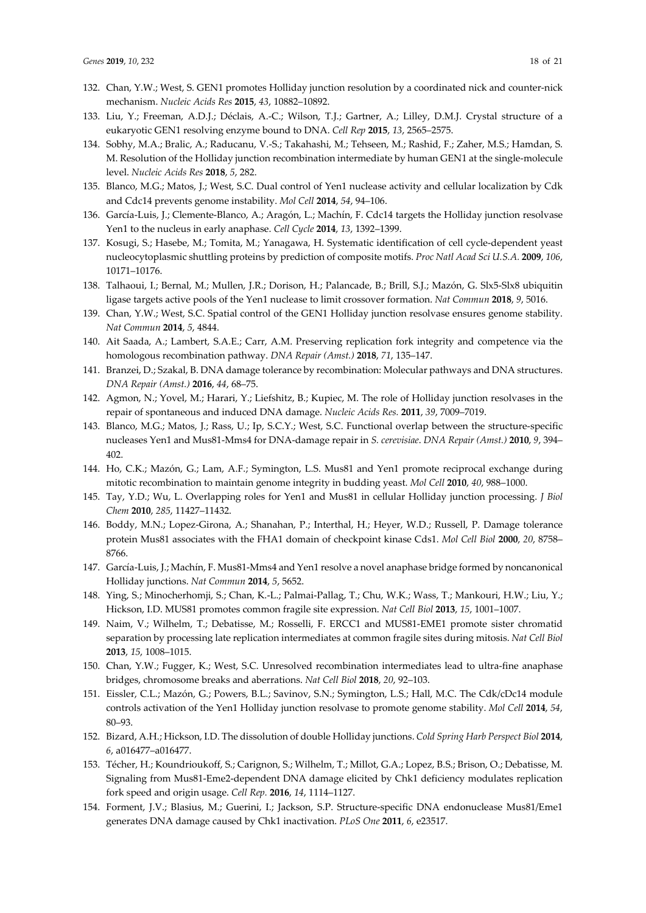132. Chan, Y.W.; West, S. GEN1 promotes Holliday junction resolution by a coordinated nick and counter-nick mechanism. *Nucleic Acids Res* **2015**, *43*, 10882–10892.
133. Liu, Y.; Freeman, A.D.J.; Déclais, A.-C.; Wilson, T.J.; Gartner, A.; Lilley, D.M.J. Crystal structure of a eukaryotic GEN1 resolving enzyme bound to DNA. *Cell Rep* **2015**, *13*, 2565–2575.
134. Sobhy, M.A.; Bralic, A.; Raducanu, V.-S.; Takahashi, M.; Tehseen, M.; Rashid, F.; Zaher, M.S.; Hamdan, S. M. Resolution of the Holliday junction recombination intermediate by human GEN1 at the single-molecule level. *Nucleic Acids Res* **2018**, *5*, 282.
135. Blanco, M.G.; Matos, J.; West, S.C. Dual control of Yen1 nuclease activity and cellular localization by Cdk and Cdc14 prevents genome instability. *Mol Cell* **2014**, *54*, 94–106.
136. García-Luis, J.; Clemente-Blanco, A.; Aragón, L.; Machín, F. Cdc14 targets the Holliday junction resolvase Yen1 to the nucleus in early anaphase. *Cell Cycle* **2014**, *13*, 1392–1399.
137. Kosugi, S.; Hasebe, M.; Tomita, M.; Yanagawa, H. Systematic identification of cell cycle-dependent yeast nucleocytoplasmic shuttling proteins by prediction of composite motifs. *Proc Natl Acad Sci U.S.A.* **2009**, *106*, 10171–10176.
138. Talhaoui, I.; Bernal, M.; Mullen, J.R.; Dorison, H.; Palancade, B.; Brill, S.J.; Mazón, G. Slx5-Slx8 ubiquitin ligase targets active pools of the Yen1 nuclease to limit crossover formation. *Nat Commun* **2018**, *9*, 5016.
139. Chan, Y.W.; West, S.C. Spatial control of the GEN1 Holliday junction resolvase ensures genome stability. *Nat Commun* **2014**, *5*, 4844.
140. Ait Saada, A.; Lambert, S.A.E.; Carr, A.M. Preserving replication fork integrity and competence via the homologous recombination pathway. *DNA Repair (Amst.)* **2018**, *71*, 135–147.
141. Branzei, D.; Szakal, B. DNA damage tolerance by recombination: Molecular pathways and DNA structures. *DNA Repair (Amst.)* **2016**, *44*, 68–75.
142. Agmon, N.; Yovel, M.; Harari, Y.; Liefshitz, B.; Kupiec, M. The role of Holliday junction resolvases in the repair of spontaneous and induced DNA damage. *Nucleic Acids Res.* **2011**, *39*, 7009–7019.
143. Blanco, M.G.; Matos, J.; Rass, U.; Ip, S.C.Y.; West, S.C. Functional overlap between the structure-specific nucleases Yen1 and Mus81-Mms4 for DNA-damage repair in *S. cerevisiae*. *DNA Repair (Amst.)* **2010**, *9*, 394–402.
144. Ho, C.K.; Mazón, G.; Lam, A.F.; Symington, L.S. Mus81 and Yen1 promote reciprocal exchange during mitotic recombination to maintain genome integrity in budding yeast. *Mol Cell* **2010**, *40*, 988–1000.
145. Tay, Y.D.; Wu, L. Overlapping roles for Yen1 and Mus81 in cellular Holliday junction processing. *J Biol Chem* **2010**, *285*, 11427–11432.
146. Boddy, M.N.; Lopez-Girona, A.; Shanahan, P.; Interthal, H.; Heyer, W.D.; Russell, P. Damage tolerance protein Mus81 associates with the FHA1 domain of checkpoint kinase Cds1. *Mol Cell Biol* **2000**, *20*, 8758–8766.
147. García-Luis, J.; Machín, F. Mus81-Mms4 and Yen1 resolve a novel anaphase bridge formed by noncanonical Holliday junctions. *Nat Commun* **2014**, *5*, 5652.
148. Ying, S.; Minocherhomji, S.; Chan, K.-L.; Palmai-Pallag, T.; Chu, W.K.; Wass, T.; Mankouri, H.W.; Liu, Y.; Hickson, I.D. MUS81 promotes common fragile site expression. *Nat Cell Biol* **2013**, *15*, 1001–1007.
149. Naim, V.; Wilhelm, T.; Debatisse, M.; Rosselli, F. ERCC1 and MUS81-EME1 promote sister chromatid separation by processing late replication intermediates at common fragile sites during mitosis. *Nat Cell Biol* **2013**, *15*, 1008–1015.
150. Chan, Y.W.; Fugger, K.; West, S.C. Unresolved recombination intermediates lead to ultra-fine anaphase bridges, chromosome breaks and aberrations. *Nat Cell Biol* **2018**, *20*, 92–103.
151. Eissler, C.L.; Mazón, G.; Powers, B.L.; Savinov, S.N.; Symington, L.S.; Hall, M.C. The Cdk/cDc14 module controls activation of the Yen1 Holliday junction resolvase to promote genome stability. *Mol Cell* **2014**, *54*, 80–93.
152. Bizard, A.H.; Hickson, I.D. The dissolution of double Holliday junctions. *Cold Spring Harb Perspect Biol* **2014**, *6*, a016477–a016477.
153. Técher, H.; Koundrioukoff, S.; Carignon, S.; Wilhelm, T.; Millot, G.A.; Lopez, B.S.; Brison, O.; Debatisse, M. Signaling from Mus81-Eme2-dependent DNA damage elicited by Chk1 deficiency modulates replication fork speed and origin usage. *Cell Rep.* **2016**, *14*, 1114–1127.
154. Forment, J.V.; Blasius, M.; Guerini, I.; Jackson, S.P. Structure-specific DNA endonuclease Mus81/Eme1 generates DNA damage caused by Chk1 inactivation. *PLoS One* **2011**, *6*, e23517.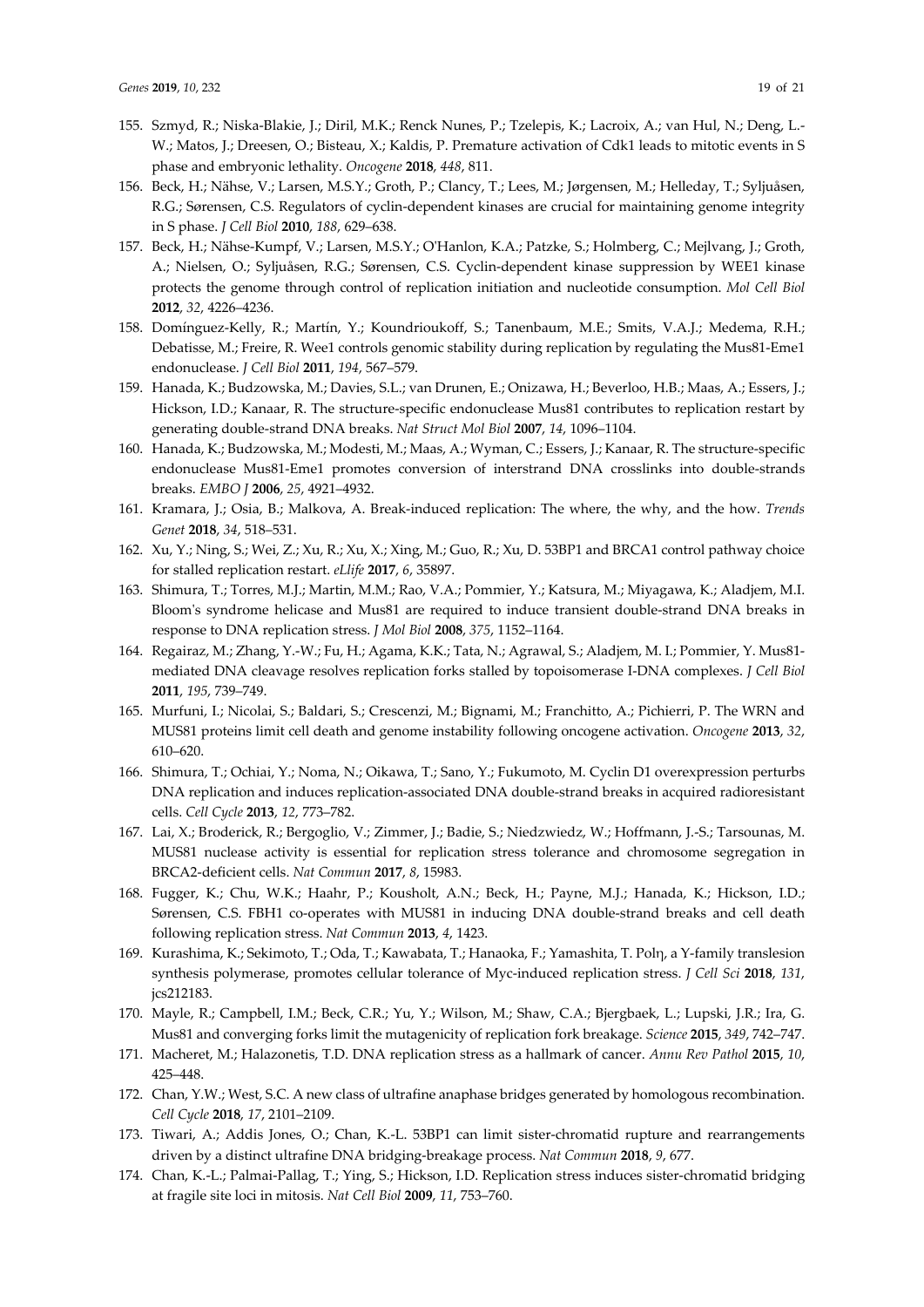155. Szmyd, R.; Niska-Blakie, J.; Diril, M.K.; Renck Nunes, P.; Tzelepis, K.; Lacroix, A.; van Hul, N.; Deng, L.-W.; Matos, J.; Dreesen, O.; Bisteau, X.; Kaldis, P. Premature activation of Cdk1 leads to mitotic events in S phase and embryonic lethality. *Oncogene* **2018**, *448*, 811.
156. Beck, H.; Nähse, V.; Larsen, M.S.Y.; Groth, P.; Clancy, T.; Lees, M.; Jørgensen, M.; Helleday, T.; Syljuåsen, R.G.; Sørensen, C.S. Regulators of cyclin-dependent kinases are crucial for maintaining genome integrity in S phase. *J Cell Biol* **2010**, *188*, 629–638.
157. Beck, H.; Nähse-Kumpf, V.; Larsen, M.S.Y.; O'Hanlon, K.A.; Patzke, S.; Holmberg, C.; Mejlvang, J.; Groth, A.; Nielsen, O.; Syljuåsen, R.G.; Sørensen, C.S. Cyclin-dependent kinase suppression by WEE1 kinase protects the genome through control of replication initiation and nucleotide consumption. *Mol Cell Biol* **2012**, *32*, 4226–4236.
158. Domínguez-Kelly, R.; Martín, Y.; Koundrioukoff, S.; Tanenbaum, M.E.; Smits, V.A.J.; Medema, R.H.; Debatisse, M.; Freire, R. Wee1 controls genomic stability during replication by regulating the Mus81-Eme1 endonuclease. *J Cell Biol* **2011**, *194*, 567–579.
159. Hanada, K.; Budzowska, M.; Davies, S.L.; van Drunen, E.; Onizawa, H.; Beverloo, H.B.; Maas, A.; Essers, J.; Hickson, I.D.; Kanaar, R. The structure-specific endonuclease Mus81 contributes to replication restart by generating double-strand DNA breaks. *Nat Struct Mol Biol* **2007**, *14*, 1096–1104.
160. Hanada, K.; Budzowska, M.; Modesti, M.; Maas, A.; Wyman, C.; Essers, J.; Kanaar, R. The structure-specific endonuclease Mus81-Eme1 promotes conversion of interstrand DNA crosslinks into double-strands breaks. *EMBO J* **2006**, *25*, 4921–4932.
161. Kramara, J.; Osia, B.; Malkova, A. Break-induced replication: The where, the why, and the how. *Trends Genet* **2018**, *34*, 518–531.
162. Xu, Y.; Ning, S.; Wei, Z.; Xu, R.; Xu, X.; Xing, M.; Guo, R.; Xu, D. 53BP1 and BRCA1 control pathway choice for stalled replication restart. *eLlife* **2017**, *6*, 35897.
163. Shimura, T.; Torres, M.J.; Martin, M.M.; Rao, V.A.; Pommier, Y.; Katsura, M.; Miyagawa, K.; Aladjem, M.I. Bloom's syndrome helicase and Mus81 are required to induce transient double-strand DNA breaks in response to DNA replication stress. *J Mol Biol* **2008**, *375*, 1152–1164.
164. Regairaz, M.; Zhang, Y.-W.; Fu, H.; Agama, K.K.; Tata, N.; Agrawal, S.; Aladjem, M. I.; Pommier, Y. Mus81-mediated DNA cleavage resolves replication forks stalled by topoisomerase I-DNA complexes. *J Cell Biol* **2011**, *195*, 739–749.
165. Murfuni, I.; Nicolai, S.; Baldari, S.; Crescenzi, M.; Bignami, M.; Franchitto, A.; Pichierri, P. The WRN and MUS81 proteins limit cell death and genome instability following oncogene activation. *Oncogene* **2013**, *32*, 610–620.
166. Shimura, T.; Ochiai, Y.; Noma, N.; Oikawa, T.; Sano, Y.; Fukumoto, M. Cyclin D1 overexpression perturbs DNA replication and induces replication-associated DNA double-strand breaks in acquired radioresistant cells. *Cell Cycle* **2013**, *12*, 773–782.
167. Lai, X.; Broderick, R.; Bergoglio, V.; Zimmer, J.; Badie, S.; Niedzwiedz, W.; Hoffmann, J.-S.; Tarsounas, M. MUS81 nuclease activity is essential for replication stress tolerance and chromosome segregation in BRCA2-deficient cells. *Nat Commun* **2017**, *8*, 15983.
168. Fugger, K.; Chu, W.K.; Haahr, P.; Kousholt, A.N.; Beck, H.; Payne, M.J.; Hanada, K.; Hickson, I.D.; Sørensen, C.S. FBH1 co-operates with MUS81 in inducing DNA double-strand breaks and cell death following replication stress. *Nat Commun* **2013**, *4*, 1423.
169. Kurashima, K.; Sekimoto, T.; Oda, T.; Kawabata, T.; Hanaoka, F.; Yamashita, T. Polη, a Y-family translesion synthesis polymerase, promotes cellular tolerance of Myc-induced replication stress. *J Cell Sci* **2018**, *131*, jcs212183.
170. Mayle, R.; Campbell, I.M.; Beck, C.R.; Yu, Y.; Wilson, M.; Shaw, C.A.; Bjergbaek, L.; Lupski, J.R.; Ira, G. Mus81 and converging forks limit the mutagenicity of replication fork breakage. *Science* **2015**, *349*, 742–747.
171. Macheret, M.; Halazonetis, T.D. DNA replication stress as a hallmark of cancer. *Annu Rev Pathol* **2015**, *10*, 425–448.
172. Chan, Y.W.; West, S.C. A new class of ultrafine anaphase bridges generated by homologous recombination. *Cell Cycle* **2018**, *17*, 2101–2109.
173. Tiwari, A.; Addis Jones, O.; Chan, K.-L. 53BP1 can limit sister-chromatid rupture and rearrangements driven by a distinct ultrafine DNA bridging-breakage process. *Nat Commun* **2018**, *9*, 677.
174. Chan, K.-L.; Palmai-Pallag, T.; Ying, S.; Hickson, I.D. Replication stress induces sister-chromatid bridging at fragile site loci in mitosis. *Nat Cell Biol* **2009**, *11*, 753–760.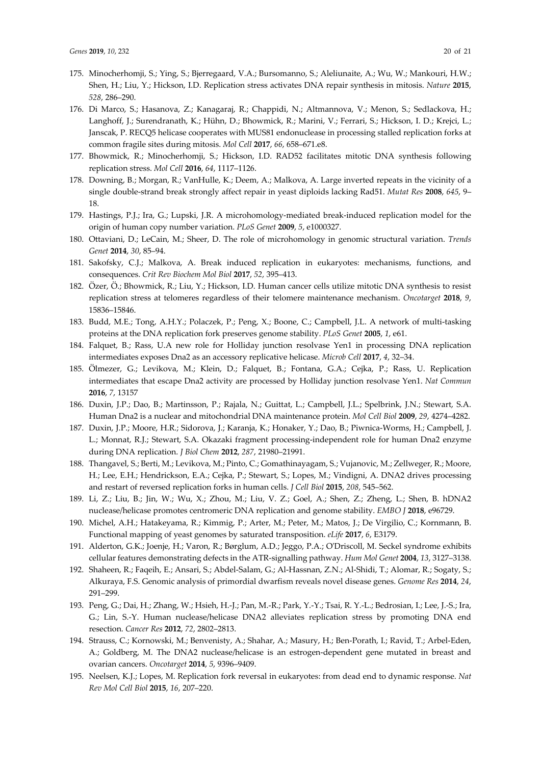175. Minocherhomji, S.; Ying, S.; Bjerregaard, V.A.; Bursomanno, S.; Aleliunaite, A.; Wu, W.; Mankouri, H.W.; Shen, H.; Liu, Y.; Hickson, I.D. Replication stress activates DNA repair synthesis in mitosis. *Nature* **2015**, *528*, 286–290.
176. Di Marco, S.; Hasanova, Z.; Kanagaraj, R.; Chappidi, N.; Altmannova, V.; Menon, S.; Sedlackova, H.; Langhoff, J.; Surendranath, K.; Hühn, D.; Bhowmick, R.; Marini, V.; Ferrari, S.; Hickson, I. D.; Krejci, L.; Janscak, P. RECQ5 helicase cooperates with MUS81 endonuclease in processing stalled replication forks at common fragile sites during mitosis. *Mol Cell* **2017**, *66*, 658–671.e8.
177. Bhowmick, R.; Minocherhomji, S.; Hickson, I.D. RAD52 facilitates mitotic DNA synthesis following replication stress. *Mol Cell* **2016**, *64*, 1117–1126.
178. Downing, B.; Morgan, R.; VanHulle, K.; Deem, A.; Malkova, A. Large inverted repeats in the vicinity of a single double-strand break strongly affect repair in yeast diploids lacking Rad51. *Mutat Res* **2008**, *645*, 9–18.
179. Hastings, P.J.; Ira, G.; Lupski, J.R. A microhomology-mediated break-induced replication model for the origin of human copy number variation. *PLoS Genet* **2009**, *5*, e1000327.
180. Ottaviani, D.; LeCain, M.; Sheer, D. The role of microhomology in genomic structural variation. *Trends Genet* **2014**, *30*, 85–94.
181. Sakofsky, C.J.; Malkova, A. Break induced replication in eukaryotes: mechanisms, functions, and consequences. *Crit Rev Biochem Mol Biol* **2017**, *52*, 395–413.
182. Özer, Ö.; Bhowmick, R.; Liu, Y.; Hickson, I.D. Human cancer cells utilize mitotic DNA synthesis to resist replication stress at telomeres regardless of their telomere maintenance mechanism. *Oncotarget* **2018**, *9*, 15836–15846.
183. Budd, M.E.; Tong, A.H.Y.; Polaczek, P.; Peng, X.; Boone, C.; Campbell, J.L. A network of multi-tasking proteins at the DNA replication fork preserves genome stability. *PLoS Genet* **2005**, *1*, e61.
184. Falquet, B.; Rass, U.A new role for Holliday junction resolvase Yen1 in processing DNA replication intermediates exposes Dna2 as an accessory replicative helicase. *Microb Cell* **2017**, *4*, 32–34.
185. Ölmezer, G.; Levikova, M.; Klein, D.; Falquet, B.; Fontana, G.A.; Cejka, P.; Rass, U. Replication intermediates that escape Dna2 activity are processed by Holliday junction resolvase Yen1. *Nat Commun* **2016**, *7*, 13157
186. Duxin, J.P.; Dao, B.; Martinsson, P.; Rajala, N.; Guittat, L.; Campbell, J.L.; Spelbrink, J.N.; Stewart, S.A. Human Dna2 is a nuclear and mitochondrial DNA maintenance protein. *Mol Cell Biol* **2009**, *29*, 4274–4282.
187. Duxin, J.P.; Moore, H.R.; Sidorova, J.; Karanja, K.; Honaker, Y.; Dao, B.; Piwnica-Worms, H.; Campbell, J. L.; Monnat, R.J.; Stewart, S.A. Okazaki fragment processing-independent role for human Dna2 enzyme during DNA replication. *J Biol Chem* **2012**, *287*, 21980–21991.
188. Thangavel, S.; Berti, M.; Levikova, M.; Pinto, C.; Gomathinayagam, S.; Vujanovic, M.; Zellweger, R.; Moore, H.; Lee, E.H.; Hendrickson, E.A.; Cejka, P.; Stewart, S.; Lopes, M.; Vindigni, A. DNA2 drives processing and restart of reversed replication forks in human cells. *J Cell Biol* **2015**, *208*, 545–562.
189. Li, Z.; Liu, B.; Jin, W.; Wu, X.; Zhou, M.; Liu, V. Z.; Goel, A.; Shen, Z.; Zheng, L.; Shen, B. hDNA2 nuclease/helicase promotes centromeric DNA replication and genome stability. *EMBO J* **2018**, e96729.
190. Michel, A.H.; Hatakeyama, R.; Kimmig, P.; Arter, M.; Peter, M.; Matos, J.; De Virgilio, C.; Kornmann, B. Functional mapping of yeast genomes by saturated transposition. *eLife* **2017**, *6*, E3179.
191. Alderton, G.K.; Joenje, H.; Varon, R.; Børglum, A.D.; Jeggo, P.A.; O'Driscoll, M. Seckel syndrome exhibits cellular features demonstrating defects in the ATR-signalling pathway. *Hum Mol Genet* **2004**, *13*, 3127–3138.
192. Shaheen, R.; Faqeih, E.; Ansari, S.; Abdel-Salam, G.; Al-Hassnan, Z.N.; Al-Shidi, T.; Alomar, R.; Sogaty, S.; Alkuraya, F.S. Genomic analysis of primordial dwarfism reveals novel disease genes. *Genome Res* **2014**, *24*, 291–299.
193. Peng, G.; Dai, H.; Zhang, W.; Hsieh, H.-J.; Pan, M.-R.; Park, Y.-Y.; Tsai, R. Y.-L.; Bedrosian, I.; Lee, J.-S.; Ira, G.; Lin, S.-Y. Human nuclease/helicase DNA2 alleviates replication stress by promoting DNA end resection. *Cancer Res* **2012**, *72*, 2802–2813.
194. Strauss, C.; Kornowski, M.; Benvenisty, A.; Shahar, A.; Masury, H.; Ben-Porath, I.; Ravid, T.; Arbel-Eden, A.; Goldberg, M. The DNA2 nuclease/helicase is an estrogen-dependent gene mutated in breast and ovarian cancers. *Oncotarget* **2014**, *5*, 9396–9409.
195. Neelsen, K.J.; Lopes, M. Replication fork reversal in eukaryotes: from dead end to dynamic response. *Nat Rev Mol Cell Biol* **2015**, *16*, 207–220.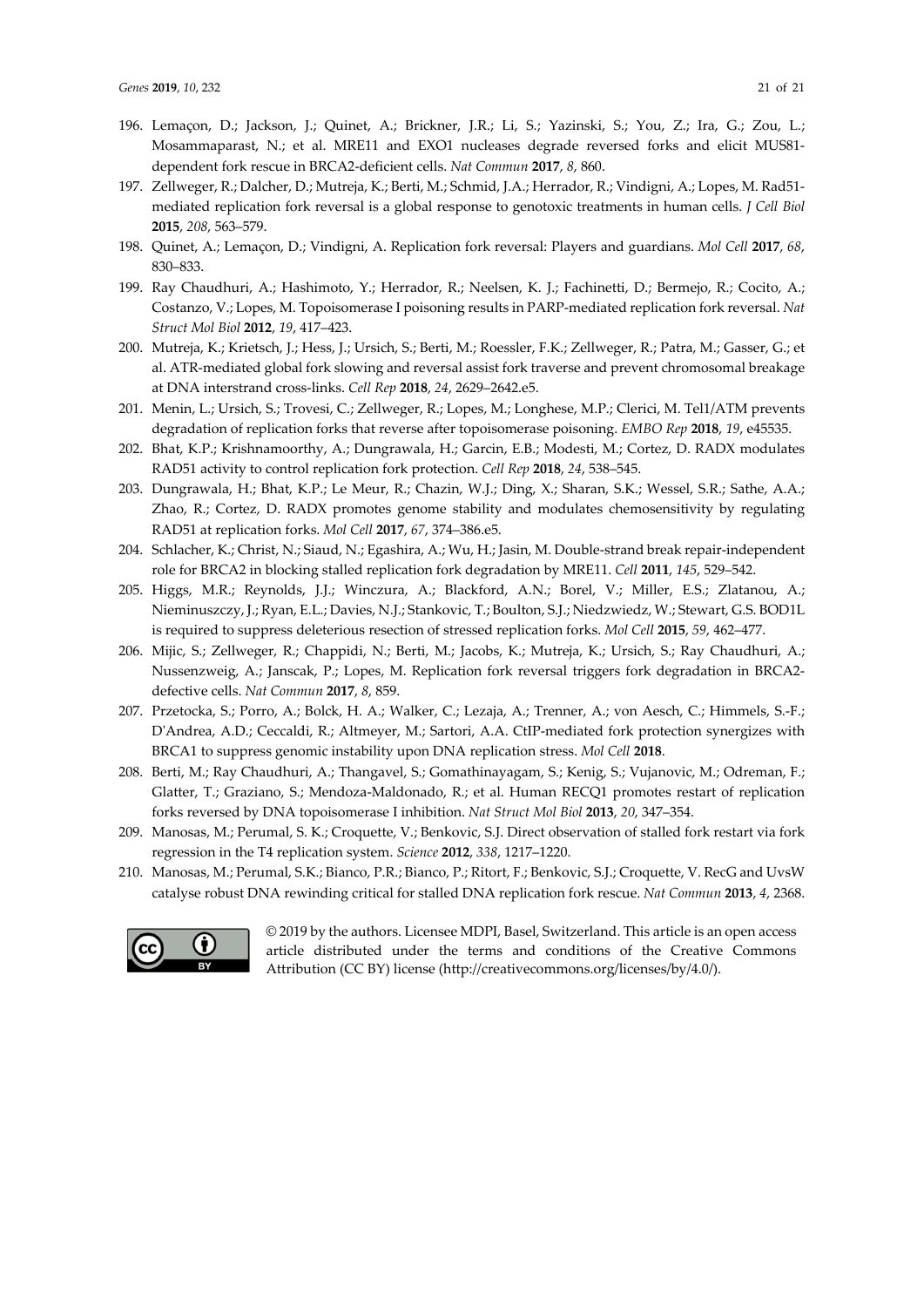196. Lemaçon, D.; Jackson, J.; Quinet, A.; Brickner, J.R.; Li, S.; Yazinski, S.; You, Z.; Ira, G.; Zou, L.; Mosammaparast, N.; et al. MRE11 and EXO1 nucleases degrade reversed forks and elicit MUS81-dependent fork rescue in BRCA2-deficient cells. *Nat Commun* **2017**, *8*, 860.
197. Zellweger, R.; Dalcher, D.; Mutreja, K.; Berti, M.; Schmid, J.A.; Herrador, R.; Vindigni, A.; Lopes, M. Rad51-mediated replication fork reversal is a global response to genotoxic treatments in human cells. *J Cell Biol* **2015**, *208*, 563–579.
198. Quinet, A.; Lemaçon, D.; Vindigni, A. Replication fork reversal: Players and guardians. *Mol Cell* **2017**, *68*, 830–833.
199. Ray Chaudhuri, A.; Hashimoto, Y.; Herrador, R.; Neelsen, K. J.; Fachinetti, D.; Bermejo, R.; Cocito, A.; Costanzo, V.; Lopes, M. Topoisomerase I poisoning results in PARP-mediated replication fork reversal. *Nat Struct Mol Biol* **2012**, *19*, 417–423.
200. Mutreja, K.; Krietsch, J.; Hess, J.; Ursich, S.; Berti, M.; Roessler, F.K.; Zellweger, R.; Patra, M.; Gasser, G.; et al. ATR-mediated global fork slowing and reversal assist fork traverse and prevent chromosomal breakage at DNA interstrand cross-links. *Cell Rep* **2018**, *24*, 2629–2642.e5.
201. Menin, L.; Ursich, S.; Trovesi, C.; Zellweger, R.; Lopes, M.; Longhese, M.P.; Clerici, M. Tel1/ATM prevents degradation of replication forks that reverse after topoisomerase poisoning. *EMBO Rep* **2018**, *19*, e45535.
202. Bhat, K.P.; Krishnamoorthy, A.; Dungrawala, H.; Garcin, E.B.; Modesti, M.; Cortez, D. RADX modulates RAD51 activity to control replication fork protection. *Cell Rep* **2018**, *24*, 538–545.
203. Dungrawala, H.; Bhat, K.P.; Le Meur, R.; Chazin, W.J.; Ding, X.; Sharan, S.K.; Wessel, S.R.; Sathe, A.A.; Zhao, R.; Cortez, D. RADX promotes genome stability and modulates chemosensitivity by regulating RAD51 at replication forks. *Mol Cell* **2017**, *67*, 374–386.e5.
204. Schlacher, K.; Christ, N.; Siaud, N.; Egashira, A.; Wu, H.; Jasin, M. Double-strand break repair-independent role for BRCA2 in blocking stalled replication fork degradation by MRE11. *Cell* **2011**, *145*, 529–542.
205. Higgs, M.R.; Reynolds, J.J.; Winczura, A.; Blackford, A.N.; Borel, V.; Miller, E.S.; Zlatanou, A.; Nieminuszczy, J.; Ryan, E.L.; Davies, N.J.; Stankovic, T.; Boulton, S.J.; Niedzwiedz, W.; Stewart, G.S. BOD1L is required to suppress deleterious resection of stressed replication forks. *Mol Cell* **2015**, *59*, 462–477.
206. Mijic, S.; Zellweger, R.; Chappidi, N.; Berti, M.; Jacobs, K.; Mutreja, K.; Ursich, S.; Ray Chaudhuri, A.; Nussenzweig, A.; Janscak, P.; Lopes, M. Replication fork reversal triggers fork degradation in BRCA2-defective cells. *Nat Commun* **2017**, *8*, 859.
207. Przetocka, S.; Porro, A.; Bolck, H. A.; Walker, C.; Lezaja, A.; Trenner, A.; von Aesch, C.; Himmels, S.-F.; D'Andrea, A.D.; Ceccaldi, R.; Altmeyer, M.; Sartori, A.A. CtIP-mediated fork protection synergizes with BRCA1 to suppress genomic instability upon DNA replication stress. *Mol Cell* **2018**.
208. Berti, M.; Ray Chaudhuri, A.; Thangavel, S.; Gomathinayagam, S.; Kenig, S.; Vujanovic, M.; Odreman, F.; Glatter, T.; Graziano, S.; Mendoza-Maldonado, R.; et al. Human RECQ1 promotes restart of replication forks reversed by DNA topoisomerase I inhibition. *Nat Struct Mol Biol* **2013**, *20*, 347–354.
209. Manosas, M.; Perumal, S. K.; Croquette, V.; Benkovic, S.J. Direct observation of stalled fork restart via fork regression in the T4 replication system. *Science* **2012**, *338*, 1217–1220.
210. Manosas, M.; Perumal, S.K.; Bianco, P.R.; Bianco, P.; Ritort, F.; Benkovic, S.J.; Croquette, V. RecG and UvsW catalyse robust DNA rewinding critical for stalled DNA replication fork rescue. *Nat Commun* **2013**, *4*, 2368.

© 2019 by the authors. Licensee MDPI, Basel, Switzerland. This article is an open access article distributed under the terms and conditions of the Creative Commons Attribution (CC BY) license (http://creativecommons.org/licenses/by/4.0/).